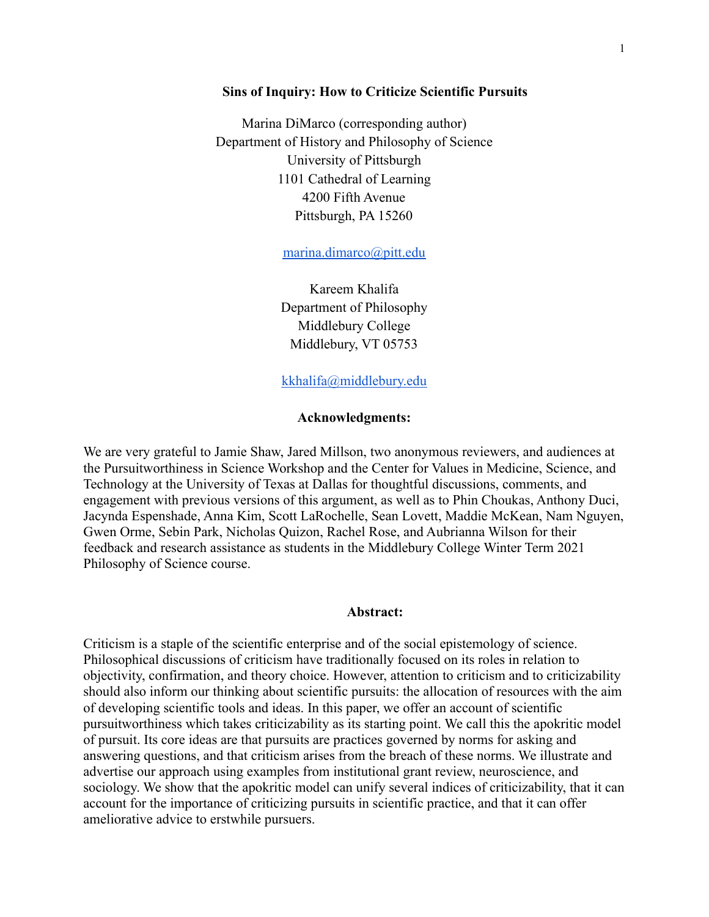# Sins of Inquiry: How to Criticize Scientific Pursuits

Marina DiMarco (corresponding author)
Department of History and Philosophy of Science
University of Pittsburgh
1101 Cathedral of Learning
4200 Fifth Avenue
Pittsburgh, PA 15260

marina.dimarco@pitt.edu

Kareem Khalifa
Department of Philosophy
Middlebury College
Middlebury, VT 05753

kkhalifa@middlebury.edu

## Acknowledgments:

We are very grateful to Jamie Shaw, Jared Millson, two anonymous reviewers, and audiences at the Pursuitworthiness in Science Workshop and the Center for Values in Medicine, Science, and Technology at the University of Texas at Dallas for thoughtful discussions, comments, and engagement with previous versions of this argument, as well as to Phin Choukas, Anthony Duci, Jacynda Espenshade, Anna Kim, Scott LaRochelle, Sean Lovett, Maddie McKean, Nam Nguyen, Gwen Orme, Sebin Park, Nicholas Quizon, Rachel Rose, and Aubrianna Wilson for their feedback and research assistance as students in the Middlebury College Winter Term 2021 Philosophy of Science course.

## Abstract:

Criticism is a staple of the scientific enterprise and of the social epistemology of science. Philosophical discussions of criticism have traditionally focused on its roles in relation to objectivity, confirmation, and theory choice. However, attention to criticism and to criticizability should also inform our thinking about scientific pursuits: the allocation of resources with the aim of developing scientific tools and ideas. In this paper, we offer an account of scientific pursuitworthiness which takes criticizability as its starting point. We call this the apokritic model of pursuit. Its core ideas are that pursuits are practices governed by norms for asking and answering questions, and that criticism arises from the breach of these norms. We illustrate and advertise our approach using examples from institutional grant review, neuroscience, and sociology. We show that the apokritic model can unify several indices of criticizability, that it can account for the importance of criticizing pursuits in scientific practice, and that it can offer ameliorative advice to erstwhile pursuers.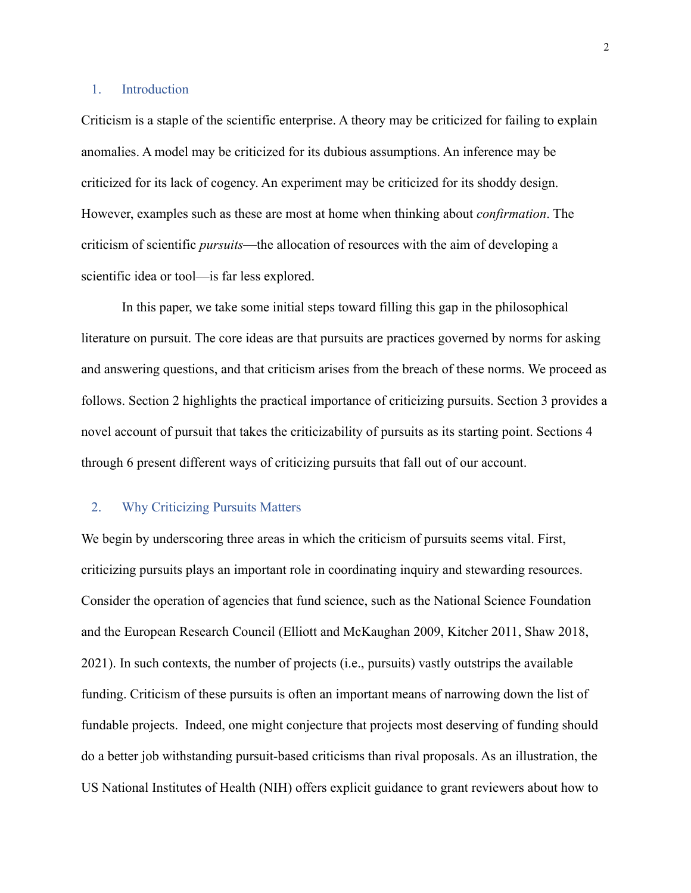## 1. Introduction

Criticism is a staple of the scientific enterprise. A theory may be criticized for failing to explain anomalies. A model may be criticized for its dubious assumptions. An inference may be criticized for its lack of cogency. An experiment may be criticized for its shoddy design. However, examples such as these are most at home when thinking about *confirmation*. The criticism of scientific *pursuits*—the allocation of resources with the aim of developing a scientific idea or tool—is far less explored.

In this paper, we take some initial steps toward filling this gap in the philosophical literature on pursuit. The core ideas are that pursuits are practices governed by norms for asking and answering questions, and that criticism arises from the breach of these norms. We proceed as follows. Section 2 highlights the practical importance of criticizing pursuits. Section 3 provides a novel account of pursuit that takes the criticizability of pursuits as its starting point. Sections 4 through 6 present different ways of criticizing pursuits that fall out of our account.

## 2. Why Criticizing Pursuits Matters

We begin by underscoring three areas in which the criticism of pursuits seems vital. First, criticizing pursuits plays an important role in coordinating inquiry and stewarding resources. Consider the operation of agencies that fund science, such as the National Science Foundation and the European Research Council (Elliott and McKaughan 2009, Kitcher 2011, Shaw 2018, 2021). In such contexts, the number of projects (i.e., pursuits) vastly outstrips the available funding. Criticism of these pursuits is often an important means of narrowing down the list of fundable projects. Indeed, one might conjecture that projects most deserving of funding should do a better job withstanding pursuit-based criticisms than rival proposals. As an illustration, the US National Institutes of Health (NIH) offers explicit guidance to grant reviewers about how to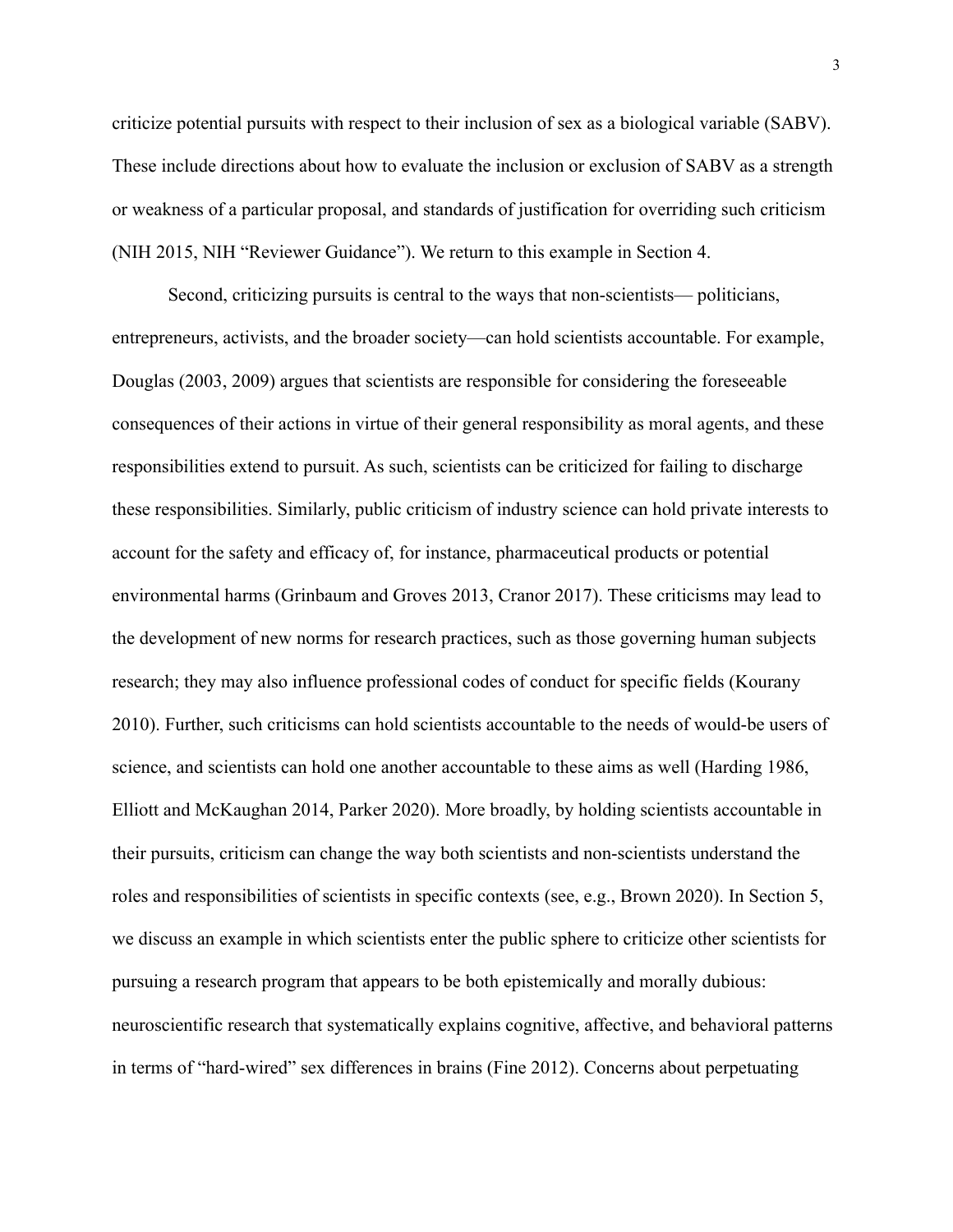criticize potential pursuits with respect to their inclusion of sex as a biological variable (SABV). These include directions about how to evaluate the inclusion or exclusion of SABV as a strength or weakness of a particular proposal, and standards of justification for overriding such criticism (NIH 2015, NIH "Reviewer Guidance"). We return to this example in Section 4.

Second, criticizing pursuits is central to the ways that non-scientists— politicians, entrepreneurs, activists, and the broader society—can hold scientists accountable. For example, Douglas (2003, 2009) argues that scientists are responsible for considering the foreseeable consequences of their actions in virtue of their general responsibility as moral agents, and these responsibilities extend to pursuit. As such, scientists can be criticized for failing to discharge these responsibilities. Similarly, public criticism of industry science can hold private interests to account for the safety and efficacy of, for instance, pharmaceutical products or potential environmental harms (Grinbaum and Groves 2013, Cranor 2017). These criticisms may lead to the development of new norms for research practices, such as those governing human subjects research; they may also influence professional codes of conduct for specific fields (Kourany 2010). Further, such criticisms can hold scientists accountable to the needs of would-be users of science, and scientists can hold one another accountable to these aims as well (Harding 1986, Elliott and McKaughan 2014, Parker 2020). More broadly, by holding scientists accountable in their pursuits, criticism can change the way both scientists and non-scientists understand the roles and responsibilities of scientists in specific contexts (see, e.g., Brown 2020). In Section 5, we discuss an example in which scientists enter the public sphere to criticize other scientists for pursuing a research program that appears to be both epistemically and morally dubious: neuroscientific research that systematically explains cognitive, affective, and behavioral patterns in terms of "hard-wired" sex differences in brains (Fine 2012). Concerns about perpetuating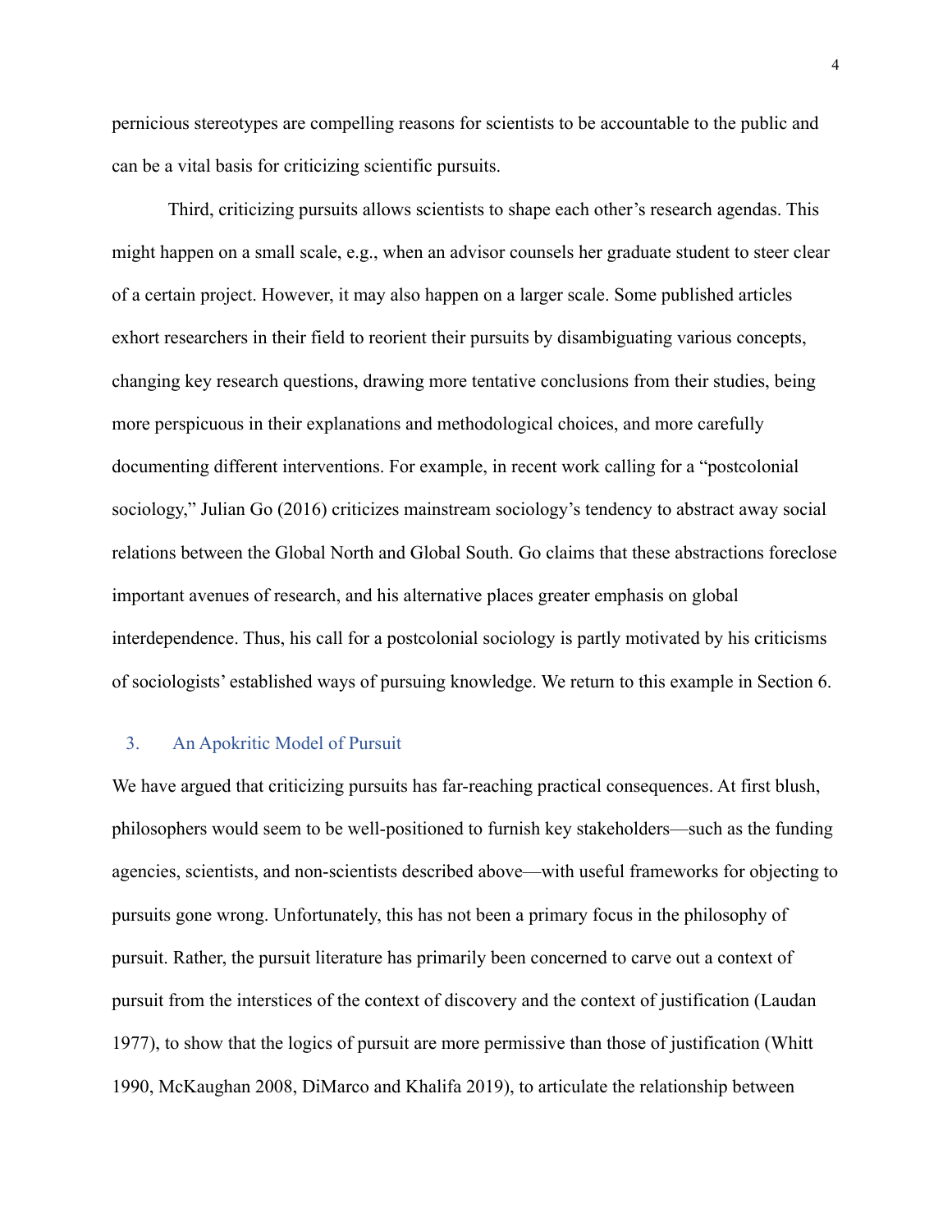pernicious stereotypes are compelling reasons for scientists to be accountable to the public and can be a vital basis for criticizing scientific pursuits.

Third, criticizing pursuits allows scientists to shape each other's research agendas. This might happen on a small scale, e.g., when an advisor counsels her graduate student to steer clear of a certain project. However, it may also happen on a larger scale. Some published articles exhort researchers in their field to reorient their pursuits by disambiguating various concepts, changing key research questions, drawing more tentative conclusions from their studies, being more perspicuous in their explanations and methodological choices, and more carefully documenting different interventions. For example, in recent work calling for a "postcolonial sociology," Julian Go (2016) criticizes mainstream sociology's tendency to abstract away social relations between the Global North and Global South. Go claims that these abstractions foreclose important avenues of research, and his alternative places greater emphasis on global interdependence. Thus, his call for a postcolonial sociology is partly motivated by his criticisms of sociologists' established ways of pursuing knowledge. We return to this example in Section 6.

## 3. An Apokritic Model of Pursuit

We have argued that criticizing pursuits has far-reaching practical consequences. At first blush, philosophers would seem to be well-positioned to furnish key stakeholders—such as the funding agencies, scientists, and non-scientists described above—with useful frameworks for objecting to pursuits gone wrong. Unfortunately, this has not been a primary focus in the philosophy of pursuit. Rather, the pursuit literature has primarily been concerned to carve out a context of pursuit from the interstices of the context of discovery and the context of justification (Laudan 1977), to show that the logics of pursuit are more permissive than those of justification (Whitt 1990, McKaughan 2008, DiMarco and Khalifa 2019), to articulate the relationship between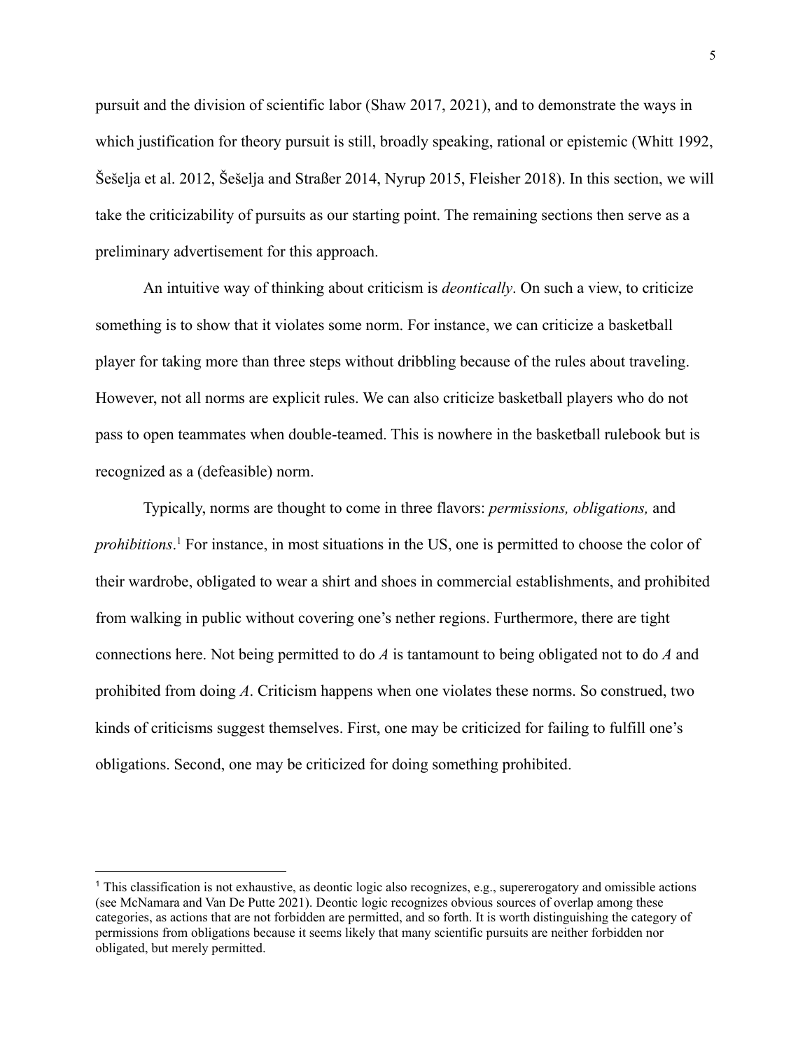pursuit and the division of scientific labor (Shaw 2017, 2021), and to demonstrate the ways in which justification for theory pursuit is still, broadly speaking, rational or epistemic (Whitt 1992, Šešelja et al. 2012, Šešelja and Straßer 2014, Nyrup 2015, Fleisher 2018). In this section, we will take the criticizability of pursuits as our starting point. The remaining sections then serve as a preliminary advertisement for this approach.

An intuitive way of thinking about criticism is *deontically*. On such a view, to criticize something is to show that it violates some norm. For instance, we can criticize a basketball player for taking more than three steps without dribbling because of the rules about traveling. However, not all norms are explicit rules. We can also criticize basketball players who do not pass to open teammates when double-teamed. This is nowhere in the basketball rulebook but is recognized as a (defeasible) norm.

Typically, norms are thought to come in three flavors: *permissions, obligations,* and *prohibitions*.[1] For instance, in most situations in the US, one is permitted to choose the color of their wardrobe, obligated to wear a shirt and shoes in commercial establishments, and prohibited from walking in public without covering one's nether regions. Furthermore, there are tight connections here. Not being permitted to do *A* is tantamount to being obligated not to do *A* and prohibited from doing *A*. Criticism happens when one violates these norms. So construed, two kinds of criticisms suggest themselves. First, one may be criticized for failing to fulfill one's obligations. Second, one may be criticized for doing something prohibited.

[1] This classification is not exhaustive, as deontic logic also recognizes, e.g., supererogatory and omissible actions (see McNamara and Van De Putte 2021). Deontic logic recognizes obvious sources of overlap among these categories, as actions that are not forbidden are permitted, and so forth. It is worth distinguishing the category of permissions from obligations because it seems likely that many scientific pursuits are neither forbidden nor obligated, but merely permitted.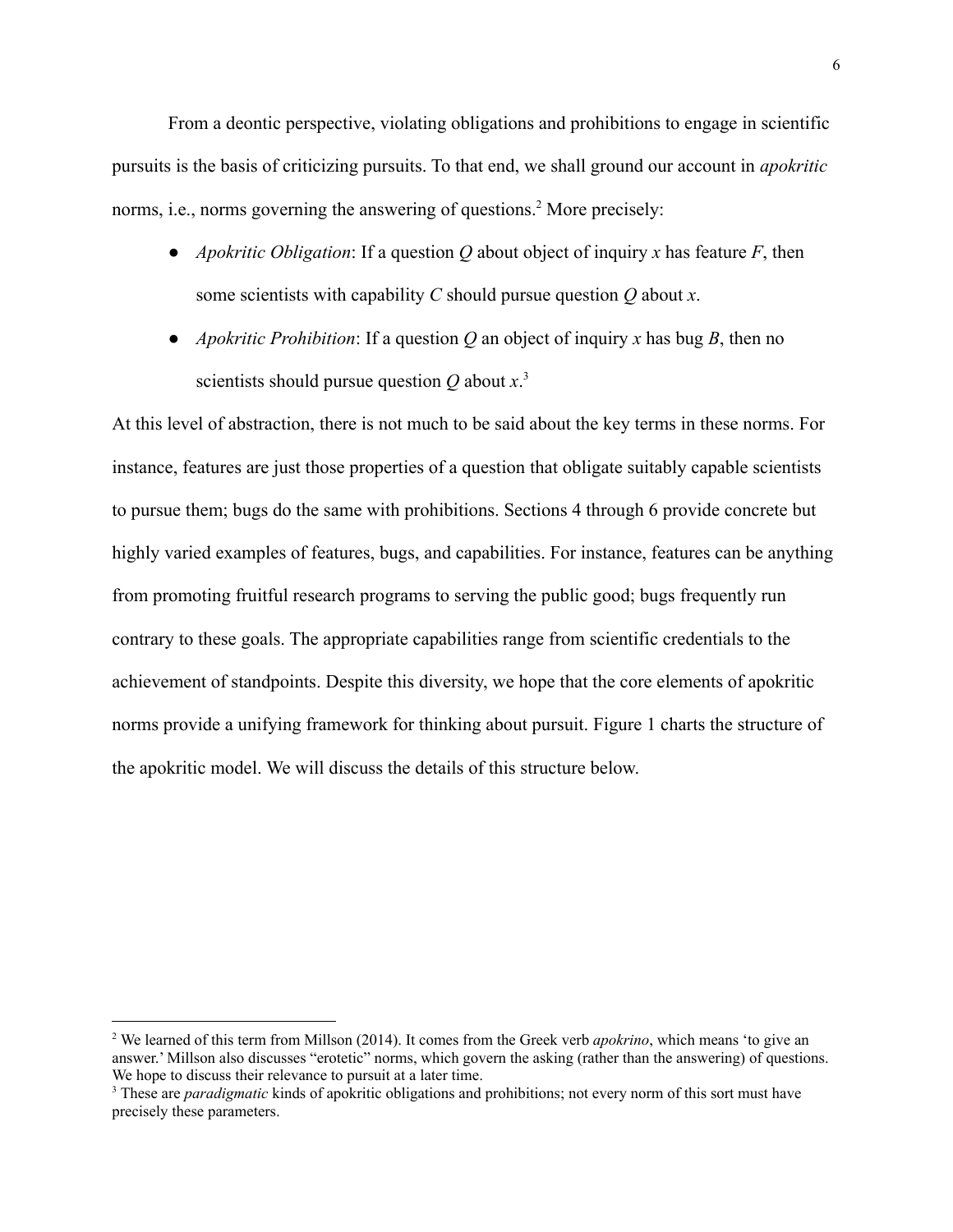From a deontic perspective, violating obligations and prohibitions to engage in scientific pursuits is the basis of criticizing pursuits. To that end, we shall ground our account in *apokritic* norms, i.e., norms governing the answering of questions.[2] More precisely:

- *Apokritic Obligation*: If a question *Q* about object of inquiry *x* has feature *F*, then some scientists with capability *C* should pursue question *Q* about *x*.
- *Apokritic Prohibition*: If a question *Q* an object of inquiry *x* has bug *B*, then no scientists should pursue question *Q* about *x*.[3]

At this level of abstraction, there is not much to be said about the key terms in these norms. For instance, features are just those properties of a question that obligate suitably capable scientists to pursue them; bugs do the same with prohibitions. Sections 4 through 6 provide concrete but highly varied examples of features, bugs, and capabilities. For instance, features can be anything from promoting fruitful research programs to serving the public good; bugs frequently run contrary to these goals. The appropriate capabilities range from scientific credentials to the achievement of standpoints. Despite this diversity, we hope that the core elements of apokritic norms provide a unifying framework for thinking about pursuit. Figure 1 charts the structure of the apokritic model. We will discuss the details of this structure below.

---

[2] We learned of this term from Millson (2014). It comes from the Greek verb *apokrino*, which means 'to give an answer.' Millson also discusses "erotetic" norms, which govern the asking (rather than the answering) of questions. We hope to discuss their relevance to pursuit at a later time.

[3] These are *paradigmatic* kinds of apokritic obligations and prohibitions; not every norm of this sort must have precisely these parameters.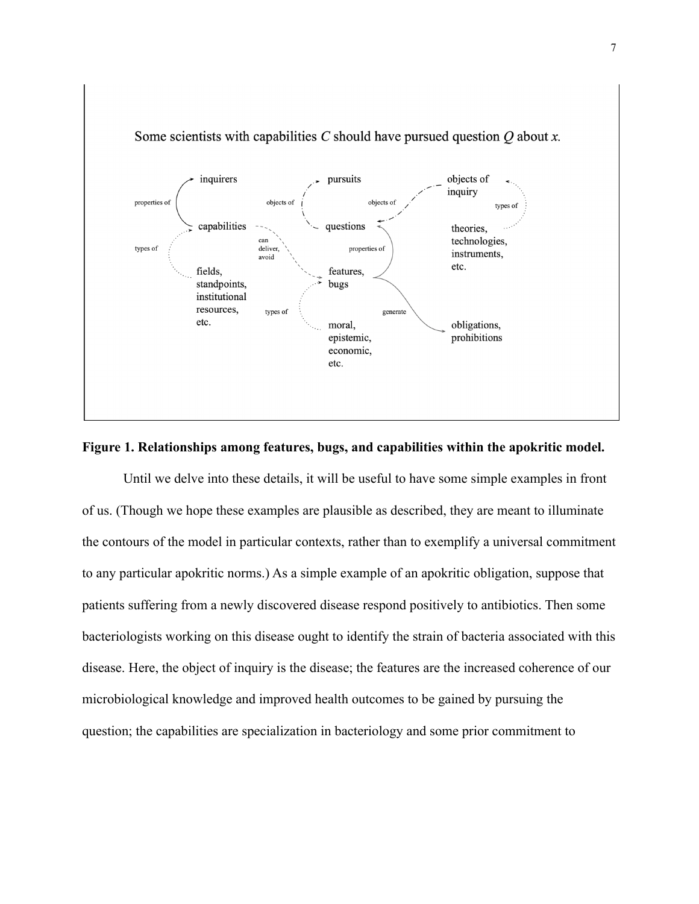Some scientists with capabilities *C* should have pursued question *Q* about *x*.

**Figure 1. Relationships among features, bugs, and capabilities within the apokritic model.**

Until we delve into these details, it will be useful to have some simple examples in front of us. (Though we hope these examples are plausible as described, they are meant to illuminate the contours of the model in particular contexts, rather than to exemplify a universal commitment to any particular apokritic norms.) As a simple example of an apokritic obligation, suppose that patients suffering from a newly discovered disease respond positively to antibiotics. Then some bacteriologists working on this disease ought to identify the strain of bacteria associated with this disease. Here, the object of inquiry is the disease; the features are the increased coherence of our microbiological knowledge and improved health outcomes to be gained by pursuing the question; the capabilities are specialization in bacteriology and some prior commitment to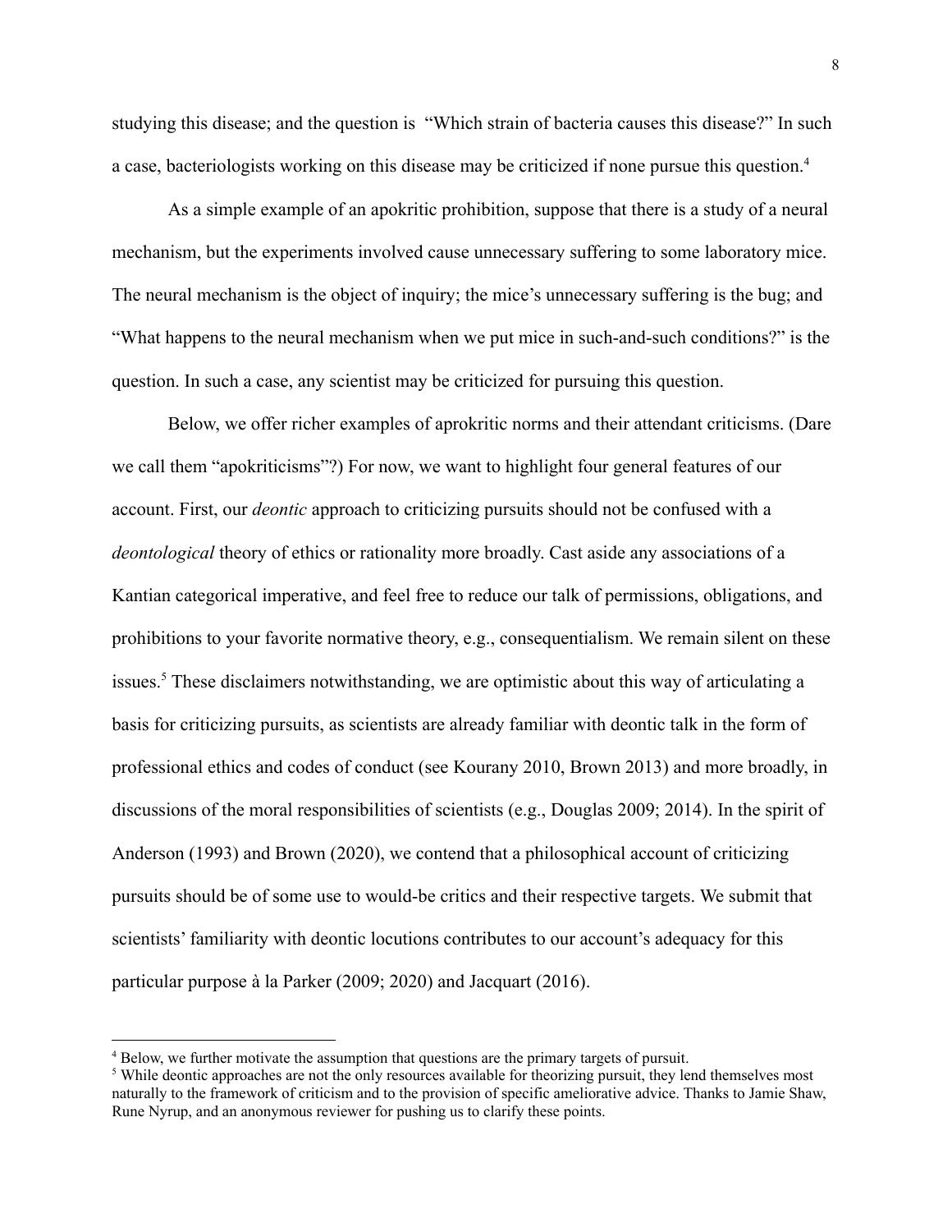studying this disease; and the question is "Which strain of bacteria causes this disease?" In such a case, bacteriologists working on this disease may be criticized if none pursue this question.[4]

As a simple example of an apokritic prohibition, suppose that there is a study of a neural mechanism, but the experiments involved cause unnecessary suffering to some laboratory mice. The neural mechanism is the object of inquiry; the mice's unnecessary suffering is the bug; and "What happens to the neural mechanism when we put mice in such-and-such conditions?" is the question. In such a case, any scientist may be criticized for pursuing this question.

Below, we offer richer examples of aprokritic norms and their attendant criticisms. (Dare we call them "apokriticisms"?) For now, we want to highlight four general features of our account. First, our *deontic* approach to criticizing pursuits should not be confused with a *deontological* theory of ethics or rationality more broadly. Cast aside any associations of a Kantian categorical imperative, and feel free to reduce our talk of permissions, obligations, and prohibitions to your favorite normative theory, e.g., consequentialism. We remain silent on these issues.[5] These disclaimers notwithstanding, we are optimistic about this way of articulating a basis for criticizing pursuits, as scientists are already familiar with deontic talk in the form of professional ethics and codes of conduct (see Kourany 2010, Brown 2013) and more broadly, in discussions of the moral responsibilities of scientists (e.g., Douglas 2009; 2014). In the spirit of Anderson (1993) and Brown (2020), we contend that a philosophical account of criticizing pursuits should be of some use to would-be critics and their respective targets. We submit that scientists' familiarity with deontic locutions contributes to our account's adequacy for this particular purpose à la Parker (2009; 2020) and Jacquart (2016).

---

[4] Below, we further motivate the assumption that questions are the primary targets of pursuit.

[5] While deontic approaches are not the only resources available for theorizing pursuit, they lend themselves most naturally to the framework of criticism and to the provision of specific ameliorative advice. Thanks to Jamie Shaw, Rune Nyrup, and an anonymous reviewer for pushing us to clarify these points.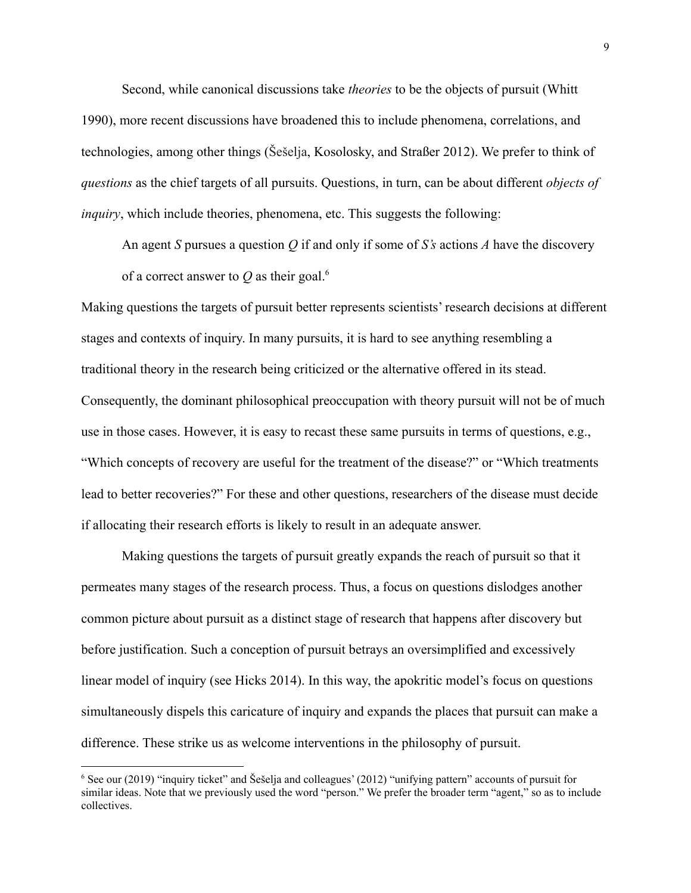Second, while canonical discussions take *theories* to be the objects of pursuit (Whitt 1990), more recent discussions have broadened this to include phenomena, correlations, and technologies, among other things (Šešelja, Kosolosky, and Straßer 2012). We prefer to think of *questions* as the chief targets of all pursuits. Questions, in turn, can be about different *objects of inquiry*, which include theories, phenomena, etc. This suggests the following:

> An agent *S* pursues a question *Q* if and only if some of *S's* actions *A* have the discovery of a correct answer to *Q* as their goal.[6]

Making questions the targets of pursuit better represents scientists' research decisions at different stages and contexts of inquiry. In many pursuits, it is hard to see anything resembling a traditional theory in the research being criticized or the alternative offered in its stead. Consequently, the dominant philosophical preoccupation with theory pursuit will not be of much use in those cases. However, it is easy to recast these same pursuits in terms of questions, e.g., "Which concepts of recovery are useful for the treatment of the disease?" or "Which treatments lead to better recoveries?" For these and other questions, researchers of the disease must decide if allocating their research efforts is likely to result in an adequate answer.

Making questions the targets of pursuit greatly expands the reach of pursuit so that it permeates many stages of the research process. Thus, a focus on questions dislodges another common picture about pursuit as a distinct stage of research that happens after discovery but before justification. Such a conception of pursuit betrays an oversimplified and excessively linear model of inquiry (see Hicks 2014). In this way, the apokritic model's focus on questions simultaneously dispels this caricature of inquiry and expands the places that pursuit can make a difference. These strike us as welcome interventions in the philosophy of pursuit.

[6] See our (2019) "inquiry ticket" and Šešelja and colleagues' (2012) "unifying pattern" accounts of pursuit for similar ideas. Note that we previously used the word "person." We prefer the broader term "agent," so as to include collectives.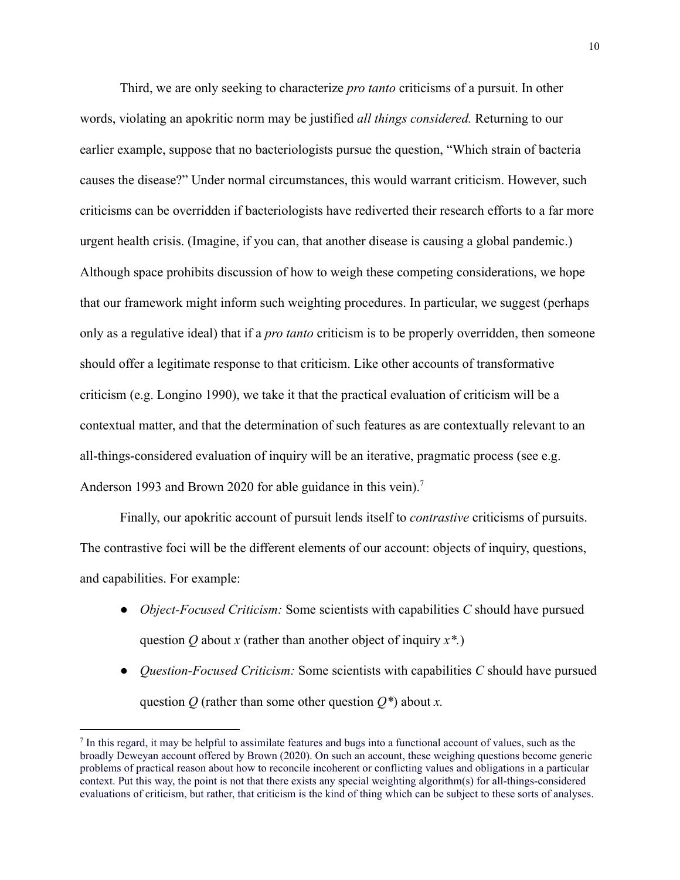Third, we are only seeking to characterize *pro tanto* criticisms of a pursuit. In other words, violating an apokritic norm may be justified *all things considered.* Returning to our earlier example, suppose that no bacteriologists pursue the question, "Which strain of bacteria causes the disease?" Under normal circumstances, this would warrant criticism. However, such criticisms can be overridden if bacteriologists have rediverted their research efforts to a far more urgent health crisis. (Imagine, if you can, that another disease is causing a global pandemic.) Although space prohibits discussion of how to weigh these competing considerations, we hope that our framework might inform such weighting procedures. In particular, we suggest (perhaps only as a regulative ideal) that if a *pro tanto* criticism is to be properly overridden, then someone should offer a legitimate response to that criticism. Like other accounts of transformative criticism (e.g. Longino 1990), we take it that the practical evaluation of criticism will be a contextual matter, and that the determination of such features as are contextually relevant to an all-things-considered evaluation of inquiry will be an iterative, pragmatic process (see e.g. Anderson 1993 and Brown 2020 for able guidance in this vein).[7]

Finally, our apokritic account of pursuit lends itself to *contrastive* criticisms of pursuits. The contrastive foci will be the different elements of our account: objects of inquiry, questions, and capabilities. For example:

- *Object-Focused Criticism:* Some scientists with capabilities *C* should have pursued question *Q* about *x* (rather than another object of inquiry *x\*.*)
- *Question-Focused Criticism:* Some scientists with capabilities *C* should have pursued question *Q* (rather than some other question *Q\**) about *x.*

[7] In this regard, it may be helpful to assimilate features and bugs into a functional account of values, such as the broadly Deweyan account offered by Brown (2020). On such an account, these weighing questions become generic problems of practical reason about how to reconcile incoherent or conflicting values and obligations in a particular context. Put this way, the point is not that there exists any special weighting algorithm(s) for all-things-considered evaluations of criticism, but rather, that criticism is the kind of thing which can be subject to these sorts of analyses.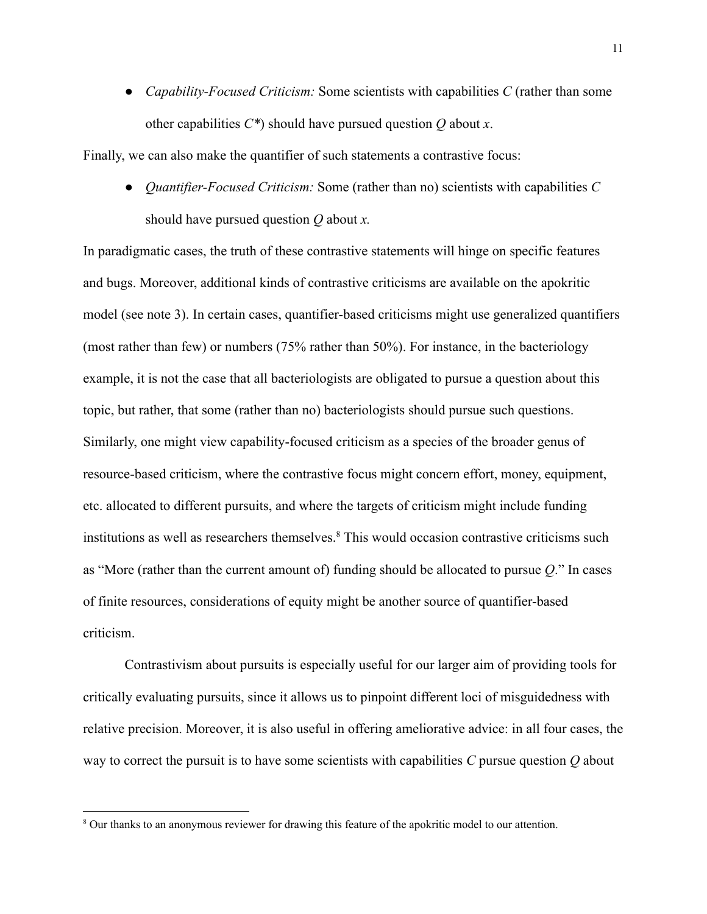- *Capability-Focused Criticism:* Some scientists with capabilities *C* (rather than some other capabilities *C\**) should have pursued question *Q* about *x*.

Finally, we can also make the quantifier of such statements a contrastive focus:

- *Quantifier-Focused Criticism:* Some (rather than no) scientists with capabilities *C* should have pursued question *Q* about *x.*

In paradigmatic cases, the truth of these contrastive statements will hinge on specific features and bugs. Moreover, additional kinds of contrastive criticisms are available on the apokritic model (see note 3). In certain cases, quantifier-based criticisms might use generalized quantifiers (most rather than few) or numbers (75% rather than 50%). For instance, in the bacteriology example, it is not the case that all bacteriologists are obligated to pursue a question about this topic, but rather, that some (rather than no) bacteriologists should pursue such questions. Similarly, one might view capability-focused criticism as a species of the broader genus of resource-based criticism, where the contrastive focus might concern effort, money, equipment, etc. allocated to different pursuits, and where the targets of criticism might include funding institutions as well as researchers themselves.[8] This would occasion contrastive criticisms such as "More (rather than the current amount of) funding should be allocated to pursue *Q*." In cases of finite resources, considerations of equity might be another source of quantifier-based criticism.

Contrastivism about pursuits is especially useful for our larger aim of providing tools for critically evaluating pursuits, since it allows us to pinpoint different loci of misguidedness with relative precision. Moreover, it is also useful in offering ameliorative advice: in all four cases, the way to correct the pursuit is to have some scientists with capabilities *C* pursue question *Q* about

---

[8] Our thanks to an anonymous reviewer for drawing this feature of the apokritic model to our attention.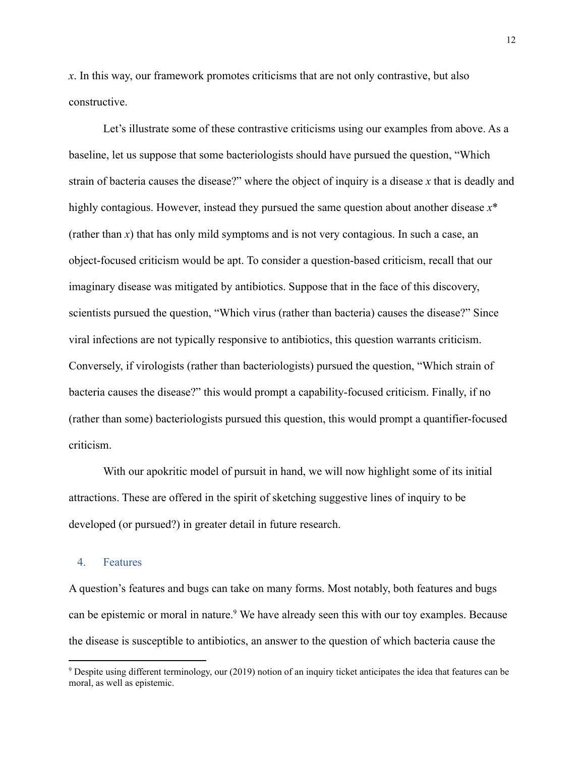*x*. In this way, our framework promotes criticisms that are not only contrastive, but also constructive.

Let's illustrate some of these contrastive criticisms using our examples from above. As a baseline, let us suppose that some bacteriologists should have pursued the question, "Which strain of bacteria causes the disease?" where the object of inquiry is a disease *x* that is deadly and highly contagious. However, instead they pursued the same question about another disease *x*\* (rather than *x*) that has only mild symptoms and is not very contagious. In such a case, an object-focused criticism would be apt. To consider a question-based criticism, recall that our imaginary disease was mitigated by antibiotics. Suppose that in the face of this discovery, scientists pursued the question, "Which virus (rather than bacteria) causes the disease?" Since viral infections are not typically responsive to antibiotics, this question warrants criticism. Conversely, if virologists (rather than bacteriologists) pursued the question, "Which strain of bacteria causes the disease?" this would prompt a capability-focused criticism. Finally, if no (rather than some) bacteriologists pursued this question, this would prompt a quantifier-focused criticism.

With our apokritic model of pursuit in hand, we will now highlight some of its initial attractions. These are offered in the spirit of sketching suggestive lines of inquiry to be developed (or pursued?) in greater detail in future research.

## 4. Features

A question's features and bugs can take on many forms. Most notably, both features and bugs can be epistemic or moral in nature.[9] We have already seen this with our toy examples. Because the disease is susceptible to antibiotics, an answer to the question of which bacteria cause the

---

[9] Despite using different terminology, our (2019) notion of an inquiry ticket anticipates the idea that features can be moral, as well as epistemic.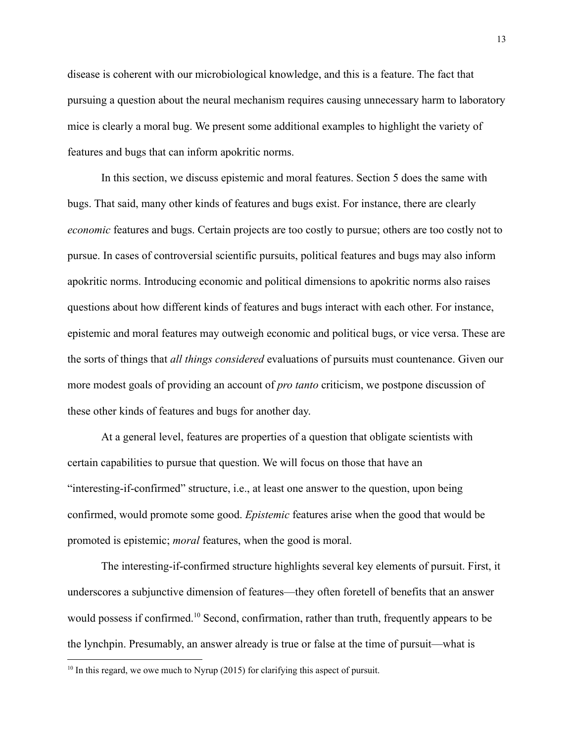disease is coherent with our microbiological knowledge, and this is a feature. The fact that pursuing a question about the neural mechanism requires causing unnecessary harm to laboratory mice is clearly a moral bug. We present some additional examples to highlight the variety of features and bugs that can inform apokritic norms.

In this section, we discuss epistemic and moral features. Section 5 does the same with bugs. That said, many other kinds of features and bugs exist. For instance, there are clearly *economic* features and bugs. Certain projects are too costly to pursue; others are too costly not to pursue. In cases of controversial scientific pursuits, political features and bugs may also inform apokritic norms. Introducing economic and political dimensions to apokritic norms also raises questions about how different kinds of features and bugs interact with each other. For instance, epistemic and moral features may outweigh economic and political bugs, or vice versa. These are the sorts of things that *all things considered* evaluations of pursuits must countenance. Given our more modest goals of providing an account of *pro tanto* criticism, we postpone discussion of these other kinds of features and bugs for another day.

At a general level, features are properties of a question that obligate scientists with certain capabilities to pursue that question. We will focus on those that have an "interesting-if-confirmed" structure, i.e., at least one answer to the question, upon being confirmed, would promote some good. *Epistemic* features arise when the good that would be promoted is epistemic; *moral* features, when the good is moral.

The interesting-if-confirmed structure highlights several key elements of pursuit. First, it underscores a subjunctive dimension of features—they often foretell of benefits that an answer would possess if confirmed.[10] Second, confirmation, rather than truth, frequently appears to be the lynchpin. Presumably, an answer already is true or false at the time of pursuit—what is

[10] In this regard, we owe much to Nyrup (2015) for clarifying this aspect of pursuit.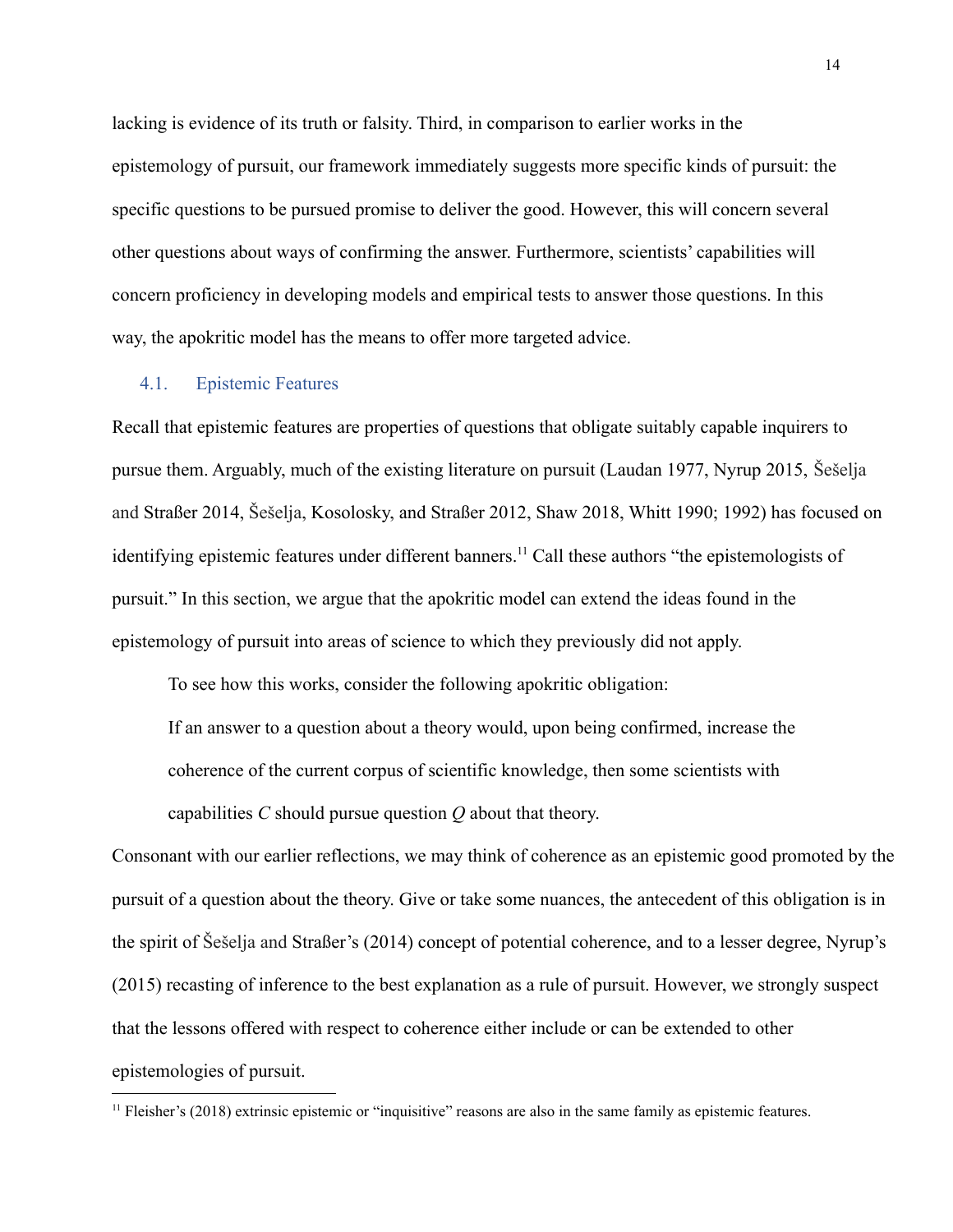lacking is evidence of its truth or falsity. Third, in comparison to earlier works in the epistemology of pursuit, our framework immediately suggests more specific kinds of pursuit: the specific questions to be pursued promise to deliver the good. However, this will concern several other questions about ways of confirming the answer. Furthermore, scientists' capabilities will concern proficiency in developing models and empirical tests to answer those questions. In this way, the apokritic model has the means to offer more targeted advice.

### 4.1. Epistemic Features

Recall that epistemic features are properties of questions that obligate suitably capable inquirers to pursue them. Arguably, much of the existing literature on pursuit (Laudan 1977, Nyrup 2015, Šešelja and Straßer 2014, Šešelja, Kosolosky, and Straßer 2012, Shaw 2018, Whitt 1990; 1992) has focused on identifying epistemic features under different banners.[11] Call these authors "the epistemologists of pursuit." In this section, we argue that the apokritic model can extend the ideas found in the epistemology of pursuit into areas of science to which they previously did not apply.

To see how this works, consider the following apokritic obligation:

> If an answer to a question about a theory would, upon being confirmed, increase the coherence of the current corpus of scientific knowledge, then some scientists with capabilities *C* should pursue question *Q* about that theory.

Consonant with our earlier reflections, we may think of coherence as an epistemic good promoted by the pursuit of a question about the theory. Give or take some nuances, the antecedent of this obligation is in the spirit of Šešelja and Straßer's (2014) concept of potential coherence, and to a lesser degree, Nyrup's (2015) recasting of inference to the best explanation as a rule of pursuit. However, we strongly suspect that the lessons offered with respect to coherence either include or can be extended to other epistemologies of pursuit.

---

[11] Fleisher's (2018) extrinsic epistemic or "inquisitive" reasons are also in the same family as epistemic features.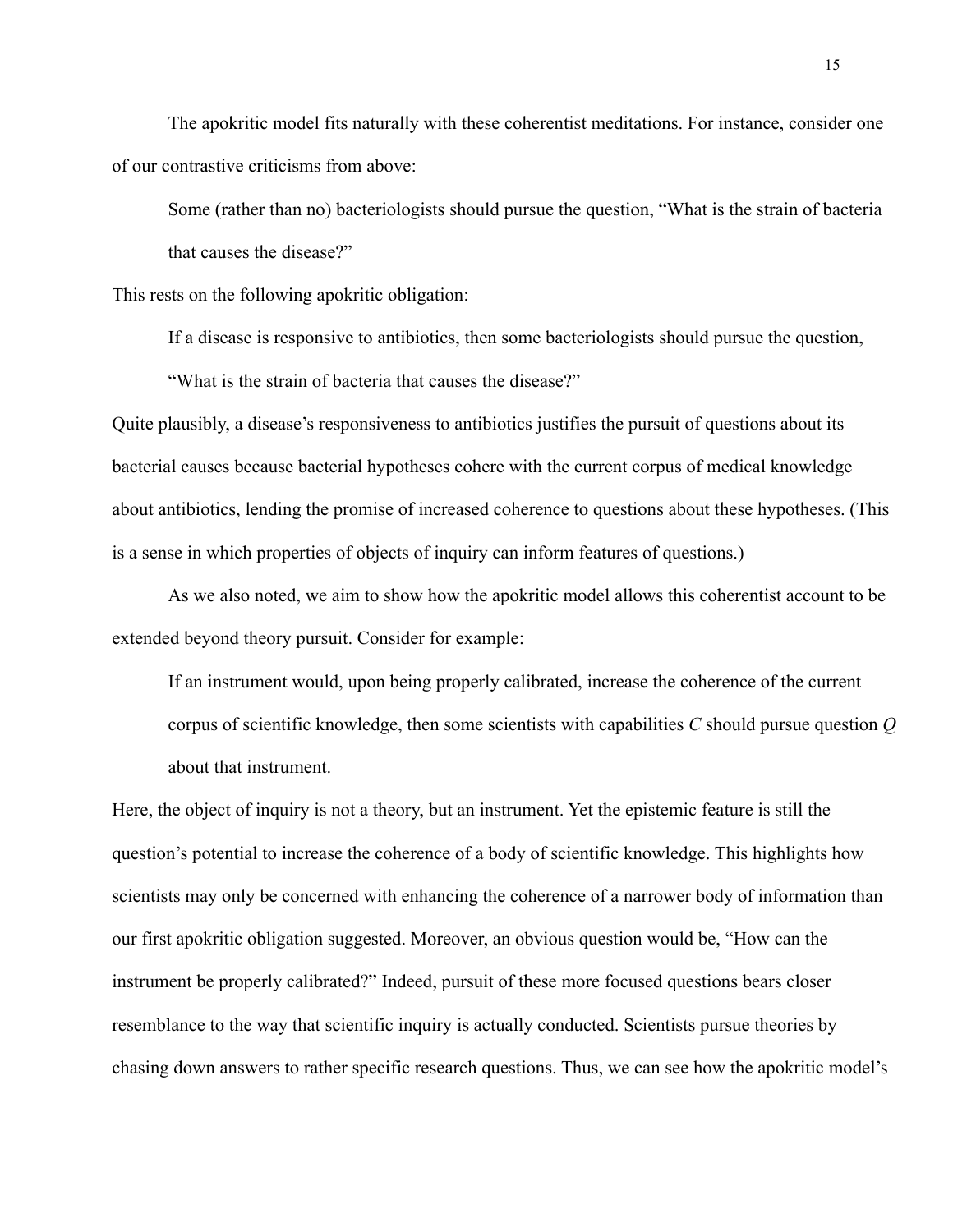The apokritic model fits naturally with these coherentist meditations. For instance, consider one of our contrastive criticisms from above:

> Some (rather than no) bacteriologists should pursue the question, "What is the strain of bacteria that causes the disease?"

This rests on the following apokritic obligation:

> If a disease is responsive to antibiotics, then some bacteriologists should pursue the question, "What is the strain of bacteria that causes the disease?"

Quite plausibly, a disease's responsiveness to antibiotics justifies the pursuit of questions about its bacterial causes because bacterial hypotheses cohere with the current corpus of medical knowledge about antibiotics, lending the promise of increased coherence to questions about these hypotheses. (This is a sense in which properties of objects of inquiry can inform features of questions.)

As we also noted, we aim to show how the apokritic model allows this coherentist account to be extended beyond theory pursuit. Consider for example:

> If an instrument would, upon being properly calibrated, increase the coherence of the current corpus of scientific knowledge, then some scientists with capabilities *C* should pursue question *Q* about that instrument.

Here, the object of inquiry is not a theory, but an instrument. Yet the epistemic feature is still the question's potential to increase the coherence of a body of scientific knowledge. This highlights how scientists may only be concerned with enhancing the coherence of a narrower body of information than our first apokritic obligation suggested. Moreover, an obvious question would be, "How can the instrument be properly calibrated?" Indeed, pursuit of these more focused questions bears closer resemblance to the way that scientific inquiry is actually conducted. Scientists pursue theories by chasing down answers to rather specific research questions. Thus, we can see how the apokritic model's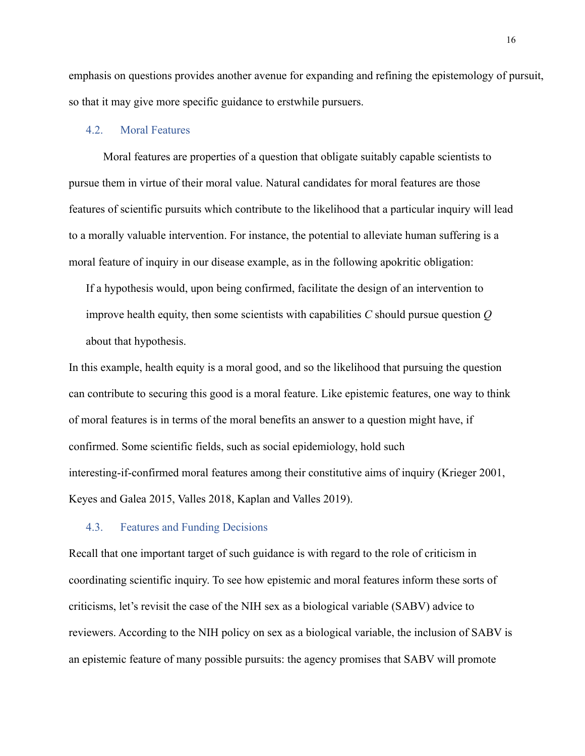emphasis on questions provides another avenue for expanding and refining the epistemology of pursuit, so that it may give more specific guidance to erstwhile pursuers.

### 4.2. Moral Features

Moral features are properties of a question that obligate suitably capable scientists to pursue them in virtue of their moral value. Natural candidates for moral features are those features of scientific pursuits which contribute to the likelihood that a particular inquiry will lead to a morally valuable intervention. For instance, the potential to alleviate human suffering is a moral feature of inquiry in our disease example, as in the following apokritic obligation:

> If a hypothesis would, upon being confirmed, facilitate the design of an intervention to improve health equity, then some scientists with capabilities *C* should pursue question *Q* about that hypothesis.

In this example, health equity is a moral good, and so the likelihood that pursuing the question can contribute to securing this good is a moral feature. Like epistemic features, one way to think of moral features is in terms of the moral benefits an answer to a question might have, if confirmed. Some scientific fields, such as social epidemiology, hold such interesting-if-confirmed moral features among their constitutive aims of inquiry (Krieger 2001, Keyes and Galea 2015, Valles 2018, Kaplan and Valles 2019).

### 4.3. Features and Funding Decisions

Recall that one important target of such guidance is with regard to the role of criticism in coordinating scientific inquiry. To see how epistemic and moral features inform these sorts of criticisms, let's revisit the case of the NIH sex as a biological variable (SABV) advice to reviewers. According to the NIH policy on sex as a biological variable, the inclusion of SABV is an epistemic feature of many possible pursuits: the agency promises that SABV will promote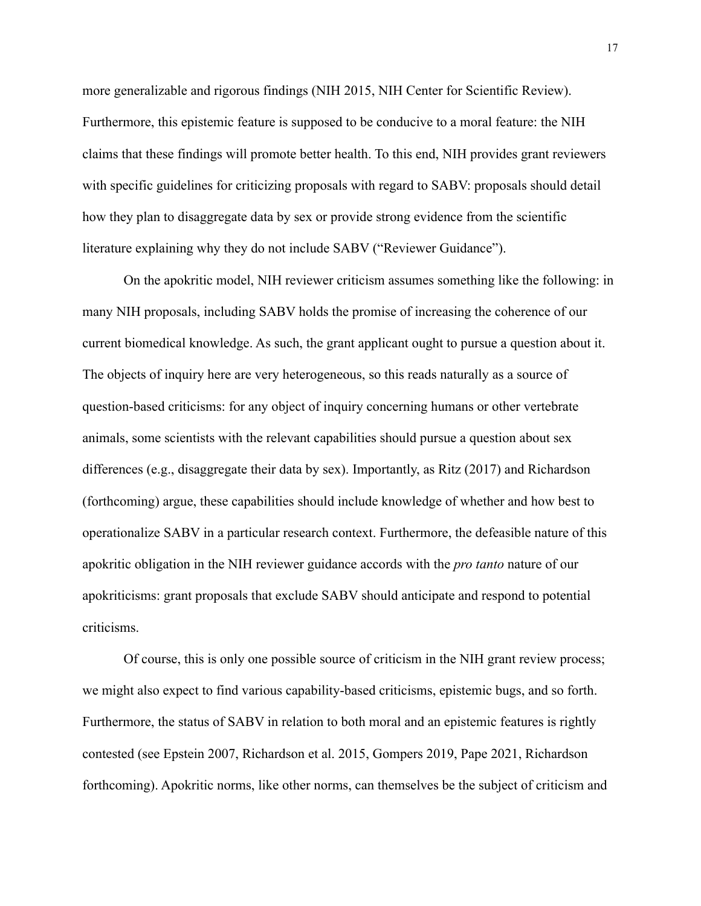more generalizable and rigorous findings (NIH 2015, NIH Center for Scientific Review). Furthermore, this epistemic feature is supposed to be conducive to a moral feature: the NIH claims that these findings will promote better health. To this end, NIH provides grant reviewers with specific guidelines for criticizing proposals with regard to SABV: proposals should detail how they plan to disaggregate data by sex or provide strong evidence from the scientific literature explaining why they do not include SABV ("Reviewer Guidance").

On the apokritic model, NIH reviewer criticism assumes something like the following: in many NIH proposals, including SABV holds the promise of increasing the coherence of our current biomedical knowledge. As such, the grant applicant ought to pursue a question about it. The objects of inquiry here are very heterogeneous, so this reads naturally as a source of question-based criticisms: for any object of inquiry concerning humans or other vertebrate animals, some scientists with the relevant capabilities should pursue a question about sex differences (e.g., disaggregate their data by sex). Importantly, as Ritz (2017) and Richardson (forthcoming) argue, these capabilities should include knowledge of whether and how best to operationalize SABV in a particular research context. Furthermore, the defeasible nature of this apokritic obligation in the NIH reviewer guidance accords with the *pro tanto* nature of our apokriticisms: grant proposals that exclude SABV should anticipate and respond to potential criticisms.

Of course, this is only one possible source of criticism in the NIH grant review process; we might also expect to find various capability-based criticisms, epistemic bugs, and so forth. Furthermore, the status of SABV in relation to both moral and an epistemic features is rightly contested (see Epstein 2007, Richardson et al. 2015, Gompers 2019, Pape 2021, Richardson forthcoming). Apokritic norms, like other norms, can themselves be the subject of criticism and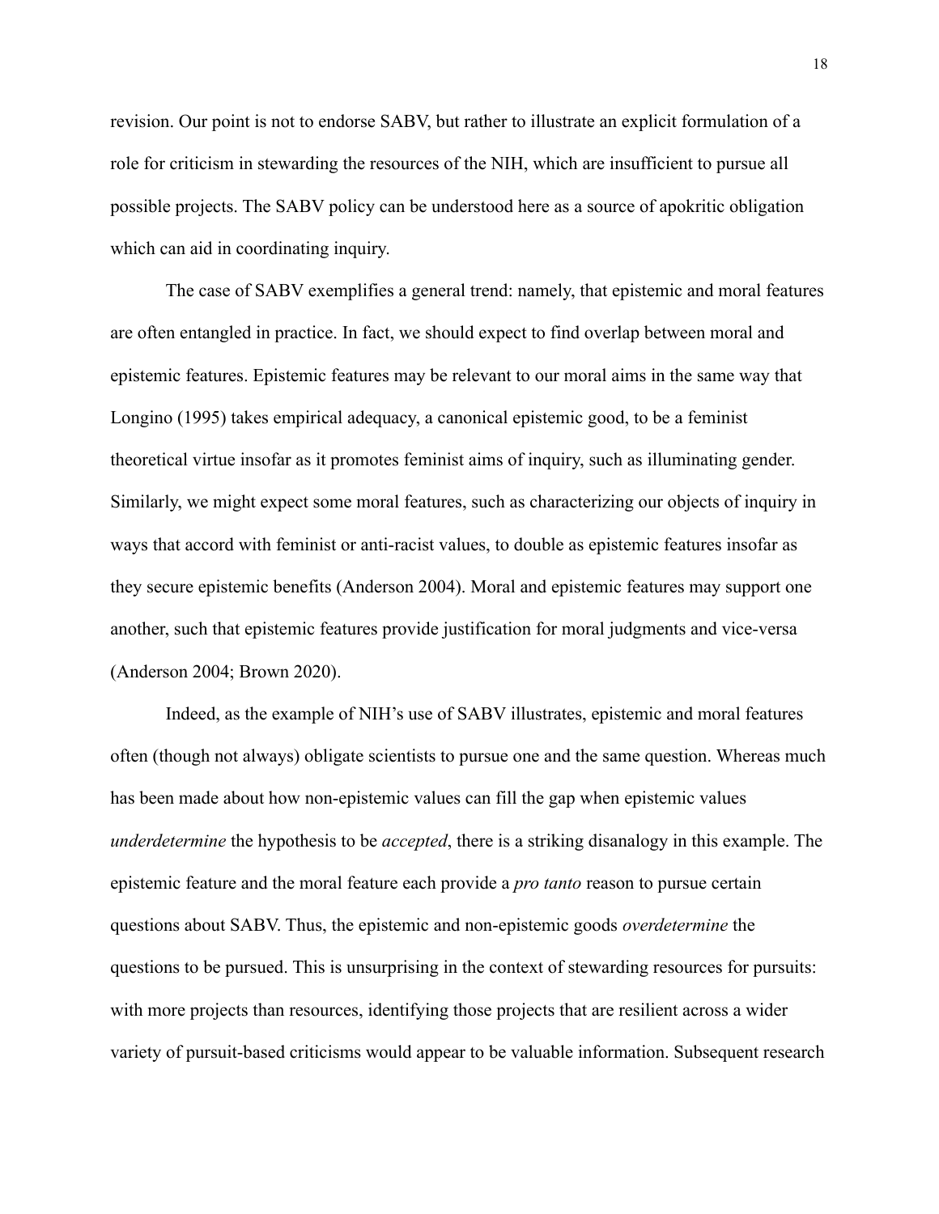revision. Our point is not to endorse SABV, but rather to illustrate an explicit formulation of a role for criticism in stewarding the resources of the NIH, which are insufficient to pursue all possible projects. The SABV policy can be understood here as a source of apokritic obligation which can aid in coordinating inquiry.

The case of SABV exemplifies a general trend: namely, that epistemic and moral features are often entangled in practice. In fact, we should expect to find overlap between moral and epistemic features. Epistemic features may be relevant to our moral aims in the same way that Longino (1995) takes empirical adequacy, a canonical epistemic good, to be a feminist theoretical virtue insofar as it promotes feminist aims of inquiry, such as illuminating gender. Similarly, we might expect some moral features, such as characterizing our objects of inquiry in ways that accord with feminist or anti-racist values, to double as epistemic features insofar as they secure epistemic benefits (Anderson 2004). Moral and epistemic features may support one another, such that epistemic features provide justification for moral judgments and vice-versa (Anderson 2004; Brown 2020).

Indeed, as the example of NIH's use of SABV illustrates, epistemic and moral features often (though not always) obligate scientists to pursue one and the same question. Whereas much has been made about how non-epistemic values can fill the gap when epistemic values *underdetermine* the hypothesis to be *accepted*, there is a striking disanalogy in this example. The epistemic feature and the moral feature each provide a *pro tanto* reason to pursue certain questions about SABV. Thus, the epistemic and non-epistemic goods *overdetermine* the questions to be pursued. This is unsurprising in the context of stewarding resources for pursuits: with more projects than resources, identifying those projects that are resilient across a wider variety of pursuit-based criticisms would appear to be valuable information. Subsequent research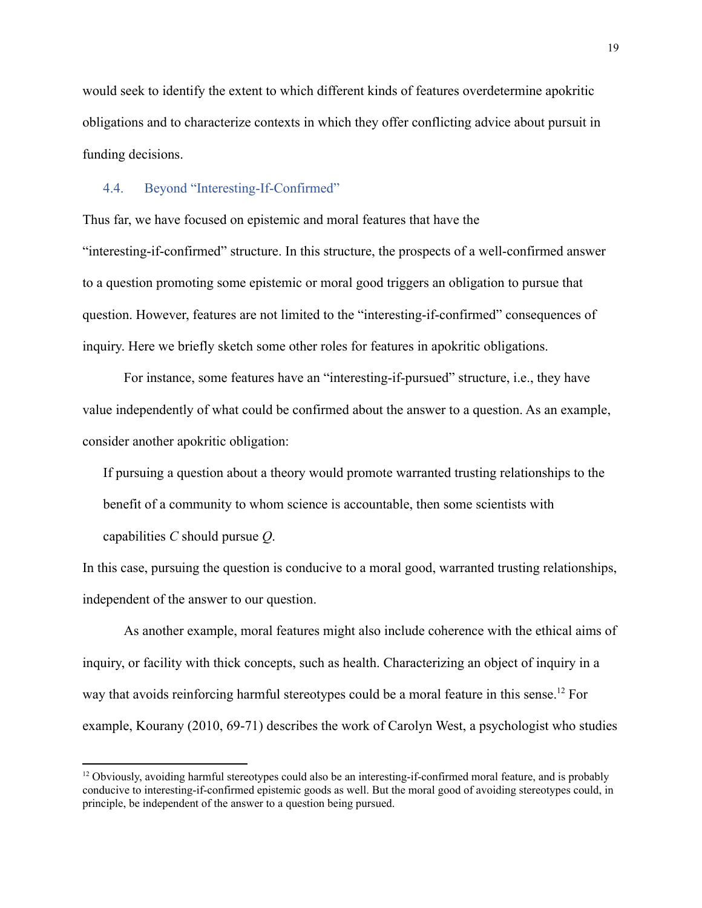would seek to identify the extent to which different kinds of features overdetermine apokritic obligations and to characterize contexts in which they offer conflicting advice about pursuit in funding decisions.

### 4.4. Beyond "Interesting-If-Confirmed"

Thus far, we have focused on epistemic and moral features that have the "interesting-if-confirmed" structure. In this structure, the prospects of a well-confirmed answer to a question promoting some epistemic or moral good triggers an obligation to pursue that question. However, features are not limited to the "interesting-if-confirmed" consequences of inquiry. Here we briefly sketch some other roles for features in apokritic obligations.

For instance, some features have an "interesting-if-pursued" structure, i.e., they have value independently of what could be confirmed about the answer to a question. As an example, consider another apokritic obligation:

> If pursuing a question about a theory would promote warranted trusting relationships to the benefit of a community to whom science is accountable, then some scientists with capabilities *C* should pursue *Q*.

In this case, pursuing the question is conducive to a moral good, warranted trusting relationships, independent of the answer to our question.

As another example, moral features might also include coherence with the ethical aims of inquiry, or facility with thick concepts, such as health. Characterizing an object of inquiry in a way that avoids reinforcing harmful stereotypes could be a moral feature in this sense.[12] For example, Kourany (2010, 69-71) describes the work of Carolyn West, a psychologist who studies

[12] Obviously, avoiding harmful stereotypes could also be an interesting-if-confirmed moral feature, and is probably conducive to interesting-if-confirmed epistemic goods as well. But the moral good of avoiding stereotypes could, in principle, be independent of the answer to a question being pursued.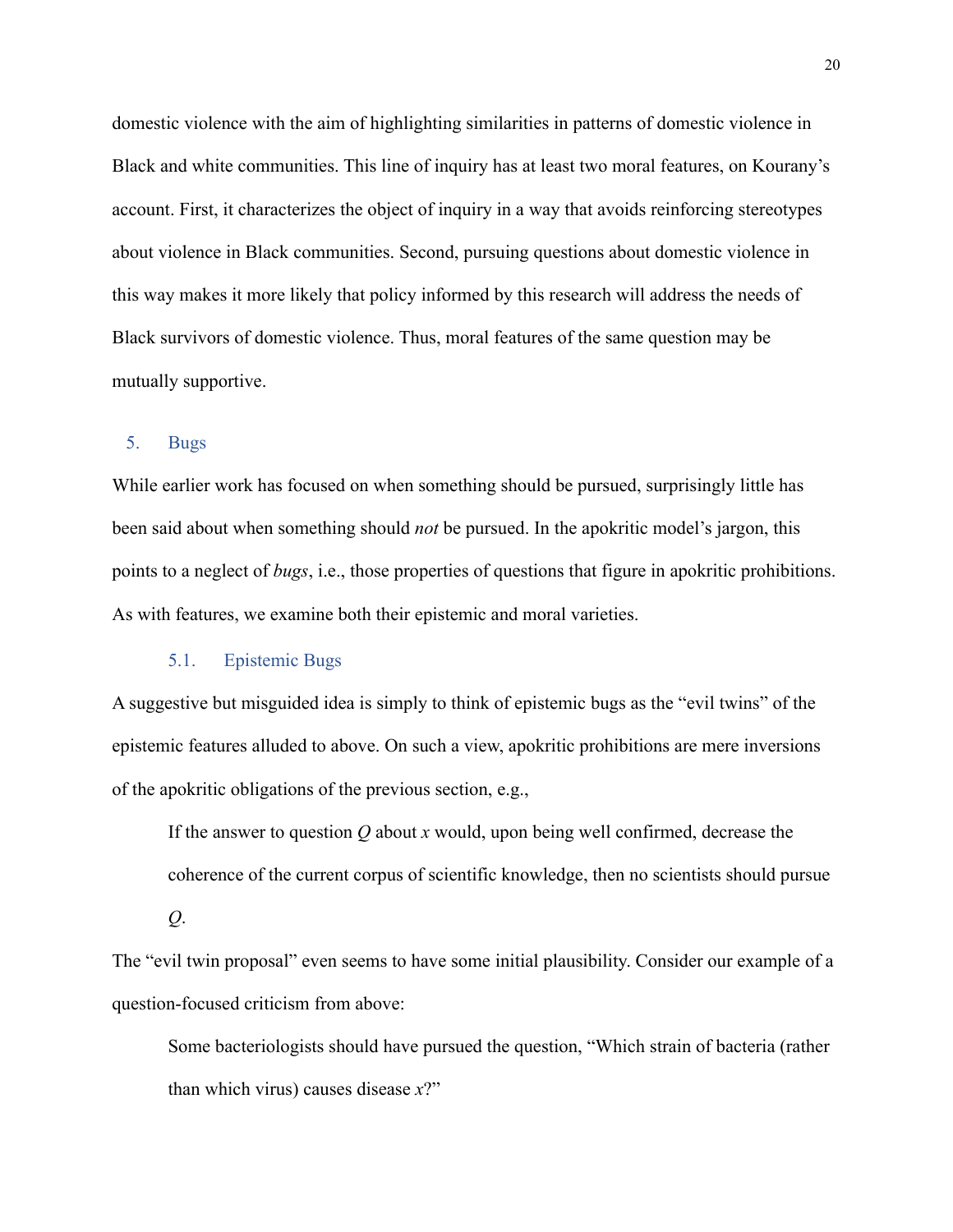domestic violence with the aim of highlighting similarities in patterns of domestic violence in Black and white communities. This line of inquiry has at least two moral features, on Kourany's account. First, it characterizes the object of inquiry in a way that avoids reinforcing stereotypes about violence in Black communities. Second, pursuing questions about domestic violence in this way makes it more likely that policy informed by this research will address the needs of Black survivors of domestic violence. Thus, moral features of the same question may be mutually supportive.

## 5. Bugs

While earlier work has focused on when something should be pursued, surprisingly little has been said about when something should *not* be pursued. In the apokritic model's jargon, this points to a neglect of *bugs*, i.e., those properties of questions that figure in apokritic prohibitions. As with features, we examine both their epistemic and moral varieties.

### 5.1. Epistemic Bugs

A suggestive but misguided idea is simply to think of epistemic bugs as the "evil twins" of the epistemic features alluded to above. On such a view, apokritic prohibitions are mere inversions of the apokritic obligations of the previous section, e.g.,

> If the answer to question *Q* about *x* would, upon being well confirmed, decrease the coherence of the current corpus of scientific knowledge, then no scientists should pursue *Q*.

The "evil twin proposal" even seems to have some initial plausibility. Consider our example of a question-focused criticism from above:

> Some bacteriologists should have pursued the question, "Which strain of bacteria (rather than which virus) causes disease *x*?"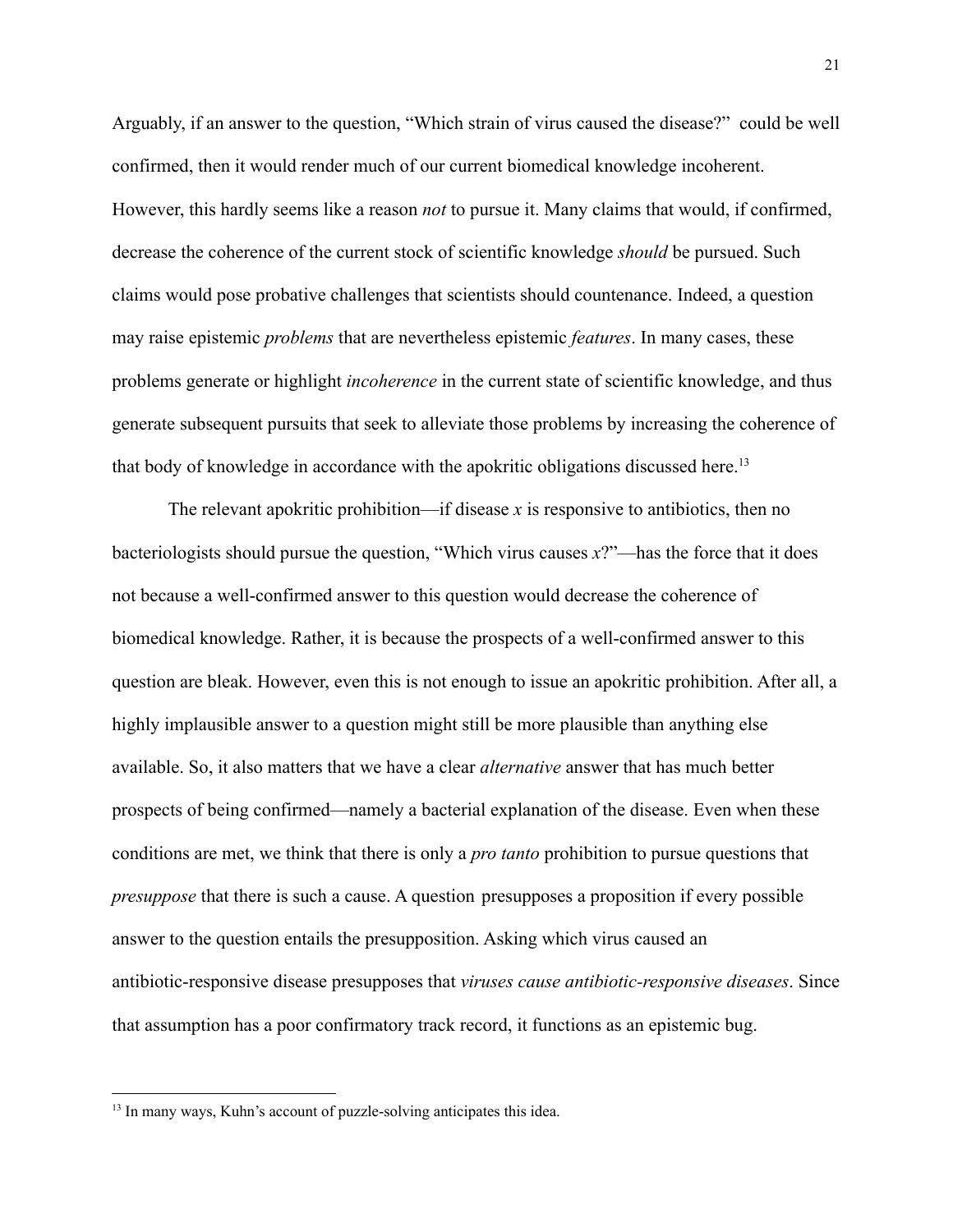Arguably, if an answer to the question, "Which strain of virus caused the disease?" could be well confirmed, then it would render much of our current biomedical knowledge incoherent. However, this hardly seems like a reason *not* to pursue it. Many claims that would, if confirmed, decrease the coherence of the current stock of scientific knowledge *should* be pursued. Such claims would pose probative challenges that scientists should countenance. Indeed, a question may raise epistemic *problems* that are nevertheless epistemic *features*. In many cases, these problems generate or highlight *incoherence* in the current state of scientific knowledge, and thus generate subsequent pursuits that seek to alleviate those problems by increasing the coherence of that body of knowledge in accordance with the apokritic obligations discussed here.[13]

The relevant apokritic prohibition—if disease *x* is responsive to antibiotics, then no bacteriologists should pursue the question, "Which virus causes *x*?"—has the force that it does not because a well-confirmed answer to this question would decrease the coherence of biomedical knowledge. Rather, it is because the prospects of a well-confirmed answer to this question are bleak. However, even this is not enough to issue an apokritic prohibition. After all, a highly implausible answer to a question might still be more plausible than anything else available. So, it also matters that we have a clear *alternative* answer that has much better prospects of being confirmed—namely a bacterial explanation of the disease. Even when these conditions are met, we think that there is only a *pro tanto* prohibition to pursue questions that *presuppose* that there is such a cause. A question presupposes a proposition if every possible answer to the question entails the presupposition. Asking which virus caused an antibiotic-responsive disease presupposes that *viruses cause antibiotic-responsive diseases*. Since that assumption has a poor confirmatory track record, it functions as an epistemic bug.

---

[13] In many ways, Kuhn's account of puzzle-solving anticipates this idea.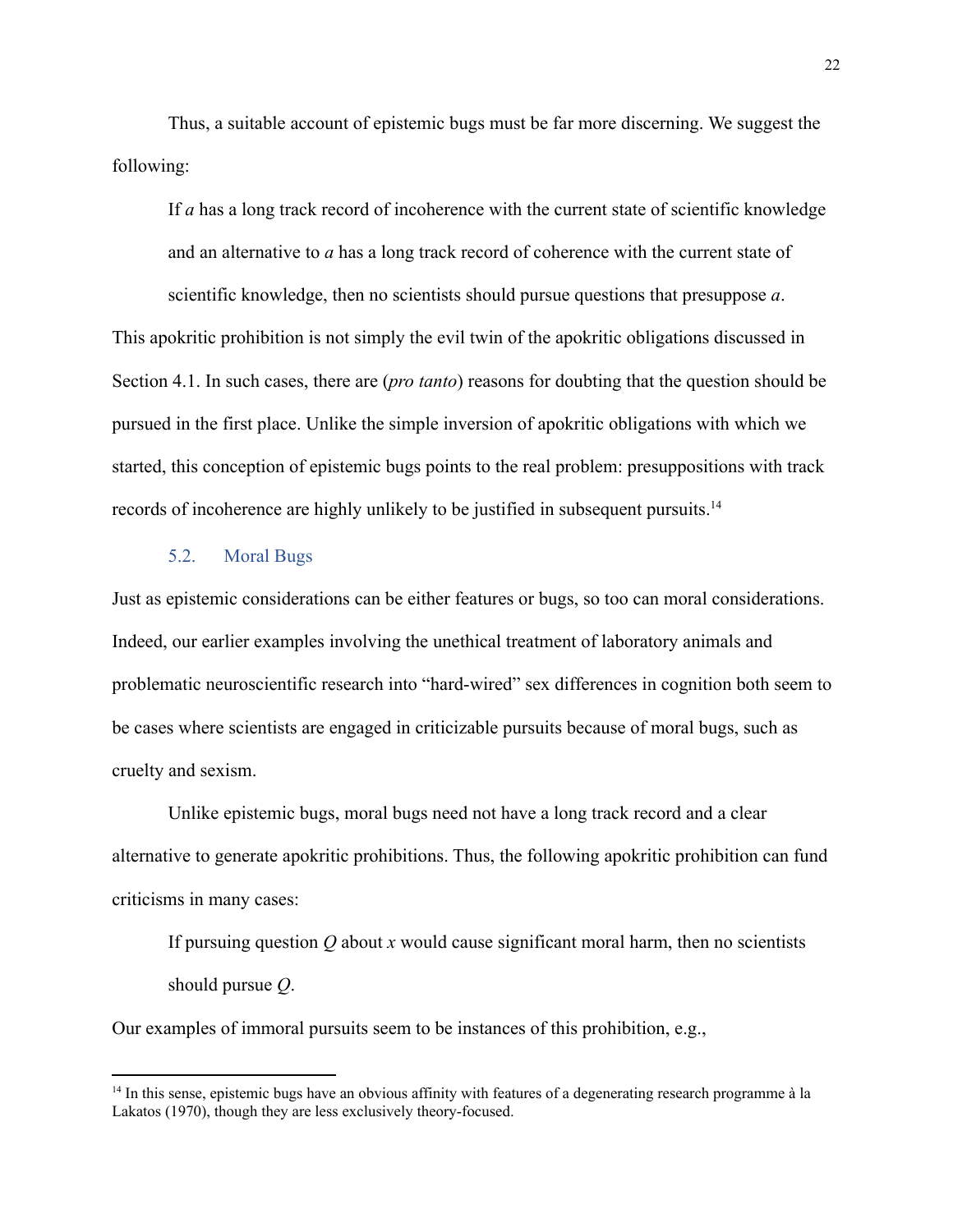Thus, a suitable account of epistemic bugs must be far more discerning. We suggest the following:

> If *a* has a long track record of incoherence with the current state of scientific knowledge and an alternative to *a* has a long track record of coherence with the current state of scientific knowledge, then no scientists should pursue questions that presuppose *a*.

This apokritic prohibition is not simply the evil twin of the apokritic obligations discussed in Section 4.1. In such cases, there are (*pro tanto*) reasons for doubting that the question should be pursued in the first place. Unlike the simple inversion of apokritic obligations with which we started, this conception of epistemic bugs points to the real problem: presuppositions with track records of incoherence are highly unlikely to be justified in subsequent pursuits.[14]

### 5.2. Moral Bugs

Just as epistemic considerations can be either features or bugs, so too can moral considerations. Indeed, our earlier examples involving the unethical treatment of laboratory animals and problematic neuroscientific research into "hard-wired" sex differences in cognition both seem to be cases where scientists are engaged in criticizable pursuits because of moral bugs, such as cruelty and sexism.

Unlike epistemic bugs, moral bugs need not have a long track record and a clear alternative to generate apokritic prohibitions. Thus, the following apokritic prohibition can fund criticisms in many cases:

> If pursuing question *Q* about *x* would cause significant moral harm, then no scientists should pursue *Q*.

Our examples of immoral pursuits seem to be instances of this prohibition, e.g.,

[14] In this sense, epistemic bugs have an obvious affinity with features of a degenerating research programme à la Lakatos (1970), though they are less exclusively theory-focused.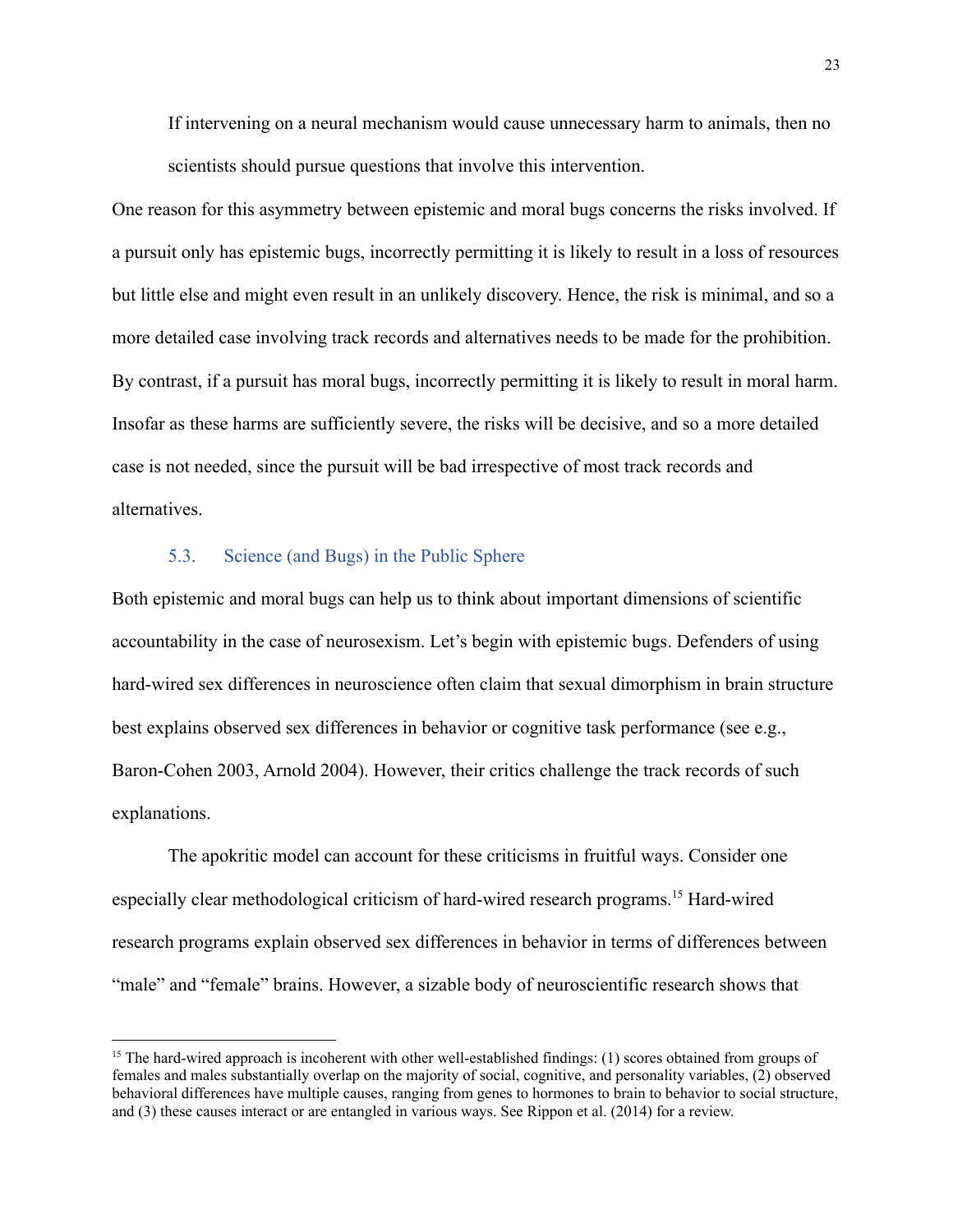> If intervening on a neural mechanism would cause unnecessary harm to animals, then no scientists should pursue questions that involve this intervention.

One reason for this asymmetry between epistemic and moral bugs concerns the risks involved. If a pursuit only has epistemic bugs, incorrectly permitting it is likely to result in a loss of resources but little else and might even result in an unlikely discovery. Hence, the risk is minimal, and so a more detailed case involving track records and alternatives needs to be made for the prohibition. By contrast, if a pursuit has moral bugs, incorrectly permitting it is likely to result in moral harm. Insofar as these harms are sufficiently severe, the risks will be decisive, and so a more detailed case is not needed, since the pursuit will be bad irrespective of most track records and alternatives.

### 5.3. Science (and Bugs) in the Public Sphere

Both epistemic and moral bugs can help us to think about important dimensions of scientific accountability in the case of neurosexism. Let's begin with epistemic bugs. Defenders of using hard-wired sex differences in neuroscience often claim that sexual dimorphism in brain structure best explains observed sex differences in behavior or cognitive task performance (see e.g., Baron-Cohen 2003, Arnold 2004). However, their critics challenge the track records of such explanations.

The apokritic model can account for these criticisms in fruitful ways. Consider one especially clear methodological criticism of hard-wired research programs.[15] Hard-wired research programs explain observed sex differences in behavior in terms of differences between "male" and "female" brains. However, a sizable body of neuroscientific research shows that

[15] The hard-wired approach is incoherent with other well-established findings: (1) scores obtained from groups of females and males substantially overlap on the majority of social, cognitive, and personality variables, (2) observed behavioral differences have multiple causes, ranging from genes to hormones to brain to behavior to social structure, and (3) these causes interact or are entangled in various ways. See Rippon et al. (2014) for a review.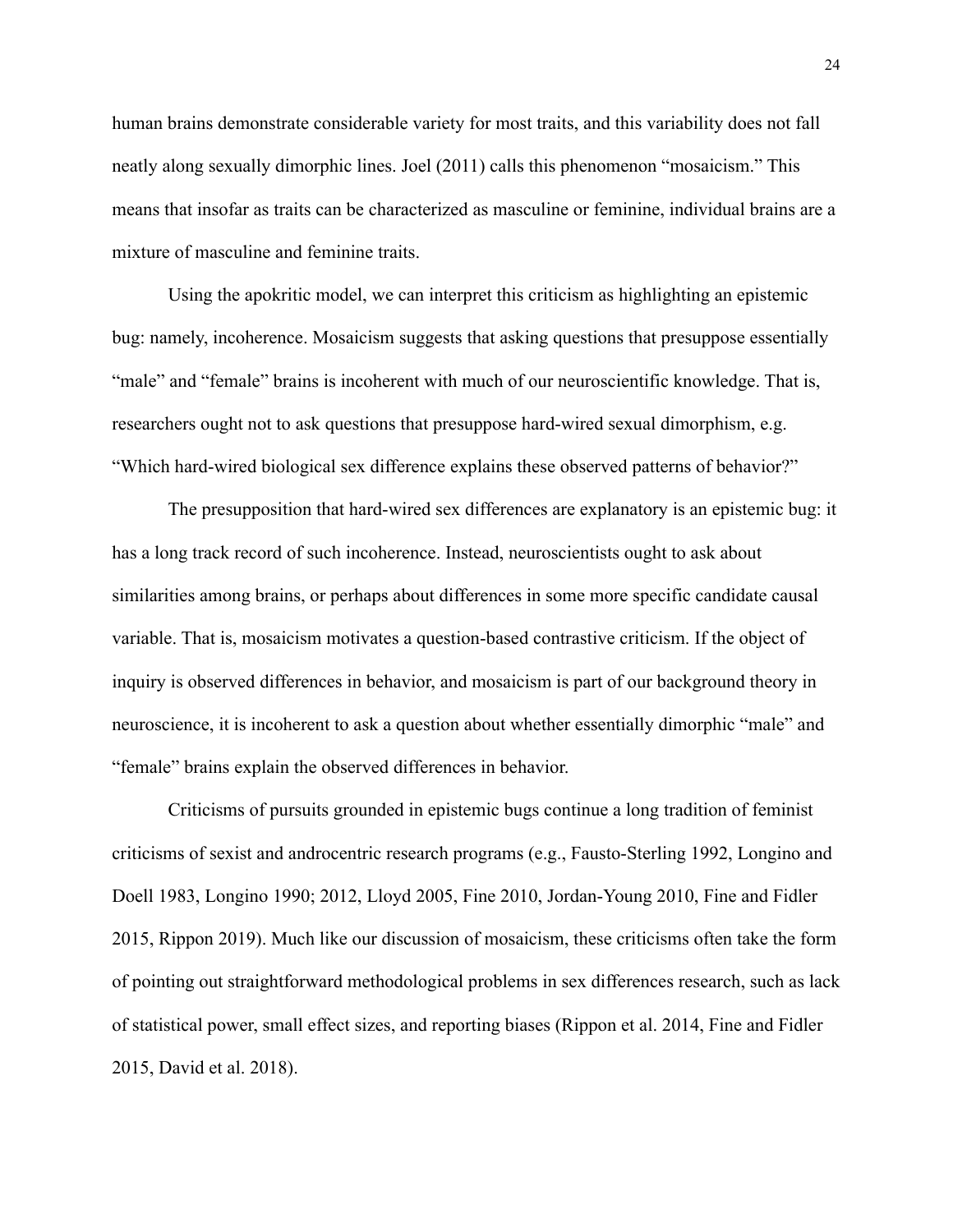human brains demonstrate considerable variety for most traits, and this variability does not fall neatly along sexually dimorphic lines. Joel (2011) calls this phenomenon "mosaicism." This means that insofar as traits can be characterized as masculine or feminine, individual brains are a mixture of masculine and feminine traits.

Using the apokritic model, we can interpret this criticism as highlighting an epistemic bug: namely, incoherence. Mosaicism suggests that asking questions that presuppose essentially "male" and "female" brains is incoherent with much of our neuroscientific knowledge. That is, researchers ought not to ask questions that presuppose hard-wired sexual dimorphism, e.g. "Which hard-wired biological sex difference explains these observed patterns of behavior?"

The presupposition that hard-wired sex differences are explanatory is an epistemic bug: it has a long track record of such incoherence. Instead, neuroscientists ought to ask about similarities among brains, or perhaps about differences in some more specific candidate causal variable. That is, mosaicism motivates a question-based contrastive criticism. If the object of inquiry is observed differences in behavior, and mosaicism is part of our background theory in neuroscience, it is incoherent to ask a question about whether essentially dimorphic "male" and "female" brains explain the observed differences in behavior.

Criticisms of pursuits grounded in epistemic bugs continue a long tradition of feminist criticisms of sexist and androcentric research programs (e.g., Fausto-Sterling 1992, Longino and Doell 1983, Longino 1990; 2012, Lloyd 2005, Fine 2010, Jordan-Young 2010, Fine and Fidler 2015, Rippon 2019). Much like our discussion of mosaicism, these criticisms often take the form of pointing out straightforward methodological problems in sex differences research, such as lack of statistical power, small effect sizes, and reporting biases (Rippon et al. 2014, Fine and Fidler 2015, David et al. 2018).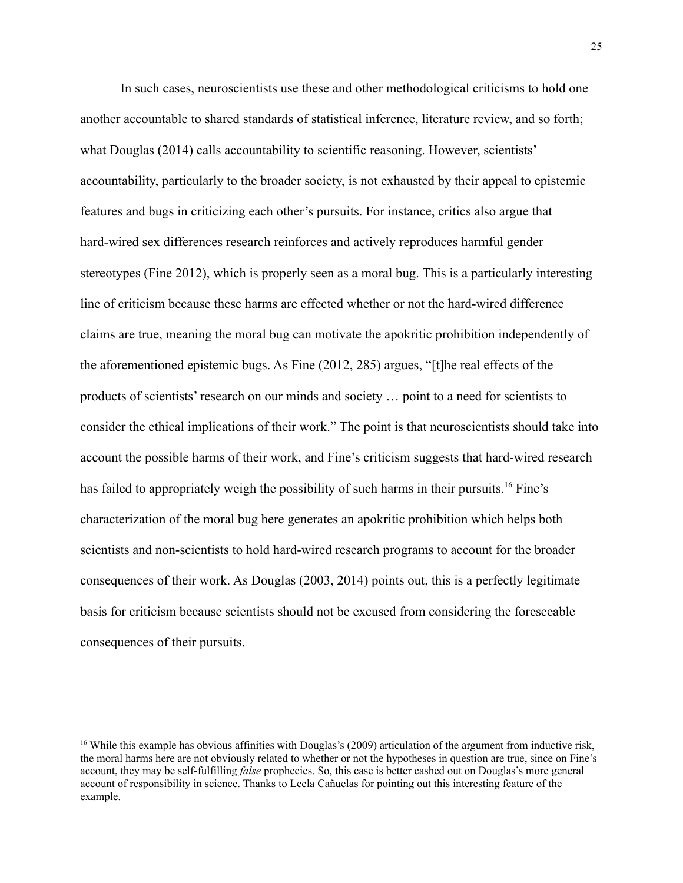In such cases, neuroscientists use these and other methodological criticisms to hold one another accountable to shared standards of statistical inference, literature review, and so forth; what Douglas (2014) calls accountability to scientific reasoning. However, scientists' accountability, particularly to the broader society, is not exhausted by their appeal to epistemic features and bugs in criticizing each other's pursuits. For instance, critics also argue that hard-wired sex differences research reinforces and actively reproduces harmful gender stereotypes (Fine 2012), which is properly seen as a moral bug. This is a particularly interesting line of criticism because these harms are effected whether or not the hard-wired difference claims are true, meaning the moral bug can motivate the apokritic prohibition independently of the aforementioned epistemic bugs. As Fine (2012, 285) argues, "[t]he real effects of the products of scientists' research on our minds and society … point to a need for scientists to consider the ethical implications of their work." The point is that neuroscientists should take into account the possible harms of their work, and Fine's criticism suggests that hard-wired research has failed to appropriately weigh the possibility of such harms in their pursuits.[16] Fine's characterization of the moral bug here generates an apokritic prohibition which helps both scientists and non-scientists to hold hard-wired research programs to account for the broader consequences of their work. As Douglas (2003, 2014) points out, this is a perfectly legitimate basis for criticism because scientists should not be excused from considering the foreseeable consequences of their pursuits.

[16] While this example has obvious affinities with Douglas's (2009) articulation of the argument from inductive risk, the moral harms here are not obviously related to whether or not the hypotheses in question are true, since on Fine's account, they may be self-fulfilling *false* prophecies. So, this case is better cashed out on Douglas's more general account of responsibility in science. Thanks to Leela Cañuelas for pointing out this interesting feature of the example.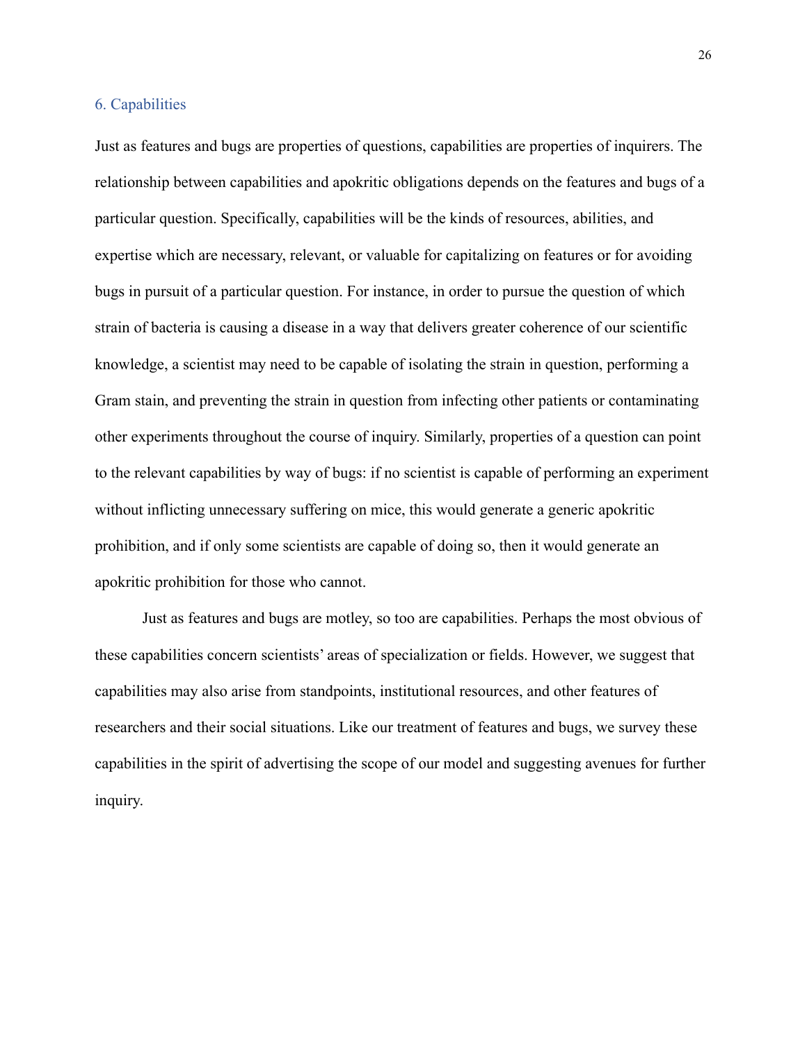## 6. Capabilities

Just as features and bugs are properties of questions, capabilities are properties of inquirers. The relationship between capabilities and apokritic obligations depends on the features and bugs of a particular question. Specifically, capabilities will be the kinds of resources, abilities, and expertise which are necessary, relevant, or valuable for capitalizing on features or for avoiding bugs in pursuit of a particular question. For instance, in order to pursue the question of which strain of bacteria is causing a disease in a way that delivers greater coherence of our scientific knowledge, a scientist may need to be capable of isolating the strain in question, performing a Gram stain, and preventing the strain in question from infecting other patients or contaminating other experiments throughout the course of inquiry. Similarly, properties of a question can point to the relevant capabilities by way of bugs: if no scientist is capable of performing an experiment without inflicting unnecessary suffering on mice, this would generate a generic apokritic prohibition, and if only some scientists are capable of doing so, then it would generate an apokritic prohibition for those who cannot.

Just as features and bugs are motley, so too are capabilities. Perhaps the most obvious of these capabilities concern scientists' areas of specialization or fields. However, we suggest that capabilities may also arise from standpoints, institutional resources, and other features of researchers and their social situations. Like our treatment of features and bugs, we survey these capabilities in the spirit of advertising the scope of our model and suggesting avenues for further inquiry.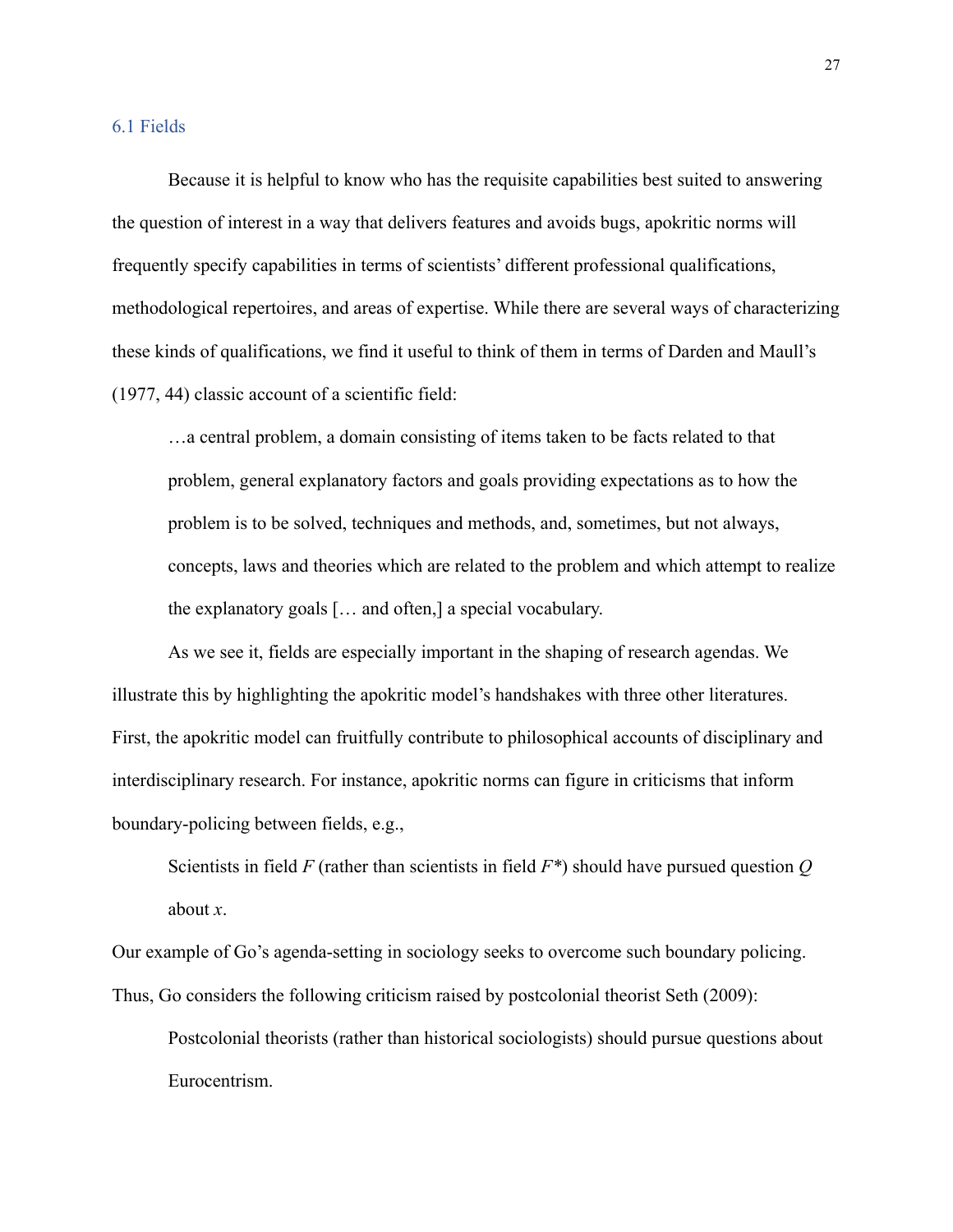### 6.1 Fields

Because it is helpful to know who has the requisite capabilities best suited to answering the question of interest in a way that delivers features and avoids bugs, apokritic norms will frequently specify capabilities in terms of scientists' different professional qualifications, methodological repertoires, and areas of expertise. While there are several ways of characterizing these kinds of qualifications, we find it useful to think of them in terms of Darden and Maull's (1977, 44) classic account of a scientific field:

> …a central problem, a domain consisting of items taken to be facts related to that problem, general explanatory factors and goals providing expectations as to how the problem is to be solved, techniques and methods, and, sometimes, but not always, concepts, laws and theories which are related to the problem and which attempt to realize the explanatory goals [… and often,] a special vocabulary.

As we see it, fields are especially important in the shaping of research agendas. We illustrate this by highlighting the apokritic model's handshakes with three other literatures. First, the apokritic model can fruitfully contribute to philosophical accounts of disciplinary and interdisciplinary research. For instance, apokritic norms can figure in criticisms that inform boundary-policing between fields, e.g.,

> Scientists in field *F* (rather than scientists in field *F\**) should have pursued question *Q* about *x*.

Our example of Go's agenda-setting in sociology seeks to overcome such boundary policing. Thus, Go considers the following criticism raised by postcolonial theorist Seth (2009):

> Postcolonial theorists (rather than historical sociologists) should pursue questions about Eurocentrism.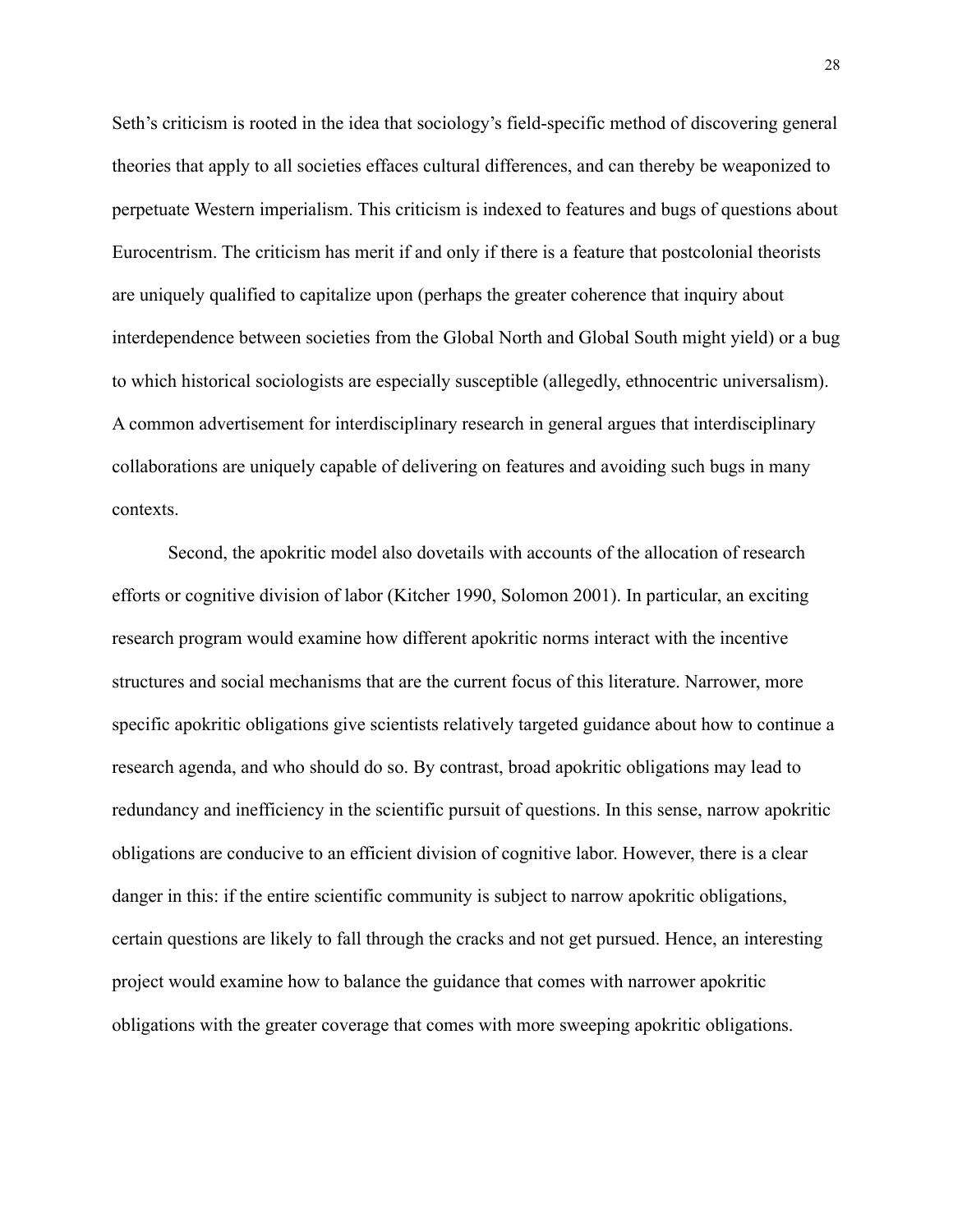Seth's criticism is rooted in the idea that sociology's field-specific method of discovering general theories that apply to all societies effaces cultural differences, and can thereby be weaponized to perpetuate Western imperialism. This criticism is indexed to features and bugs of questions about Eurocentrism. The criticism has merit if and only if there is a feature that postcolonial theorists are uniquely qualified to capitalize upon (perhaps the greater coherence that inquiry about interdependence between societies from the Global North and Global South might yield) or a bug to which historical sociologists are especially susceptible (allegedly, ethnocentric universalism). A common advertisement for interdisciplinary research in general argues that interdisciplinary collaborations are uniquely capable of delivering on features and avoiding such bugs in many contexts.

Second, the apokritic model also dovetails with accounts of the allocation of research efforts or cognitive division of labor (Kitcher 1990, Solomon 2001). In particular, an exciting research program would examine how different apokritic norms interact with the incentive structures and social mechanisms that are the current focus of this literature. Narrower, more specific apokritic obligations give scientists relatively targeted guidance about how to continue a research agenda, and who should do so. By contrast, broad apokritic obligations may lead to redundancy and inefficiency in the scientific pursuit of questions. In this sense, narrow apokritic obligations are conducive to an efficient division of cognitive labor. However, there is a clear danger in this: if the entire scientific community is subject to narrow apokritic obligations, certain questions are likely to fall through the cracks and not get pursued. Hence, an interesting project would examine how to balance the guidance that comes with narrower apokritic obligations with the greater coverage that comes with more sweeping apokritic obligations.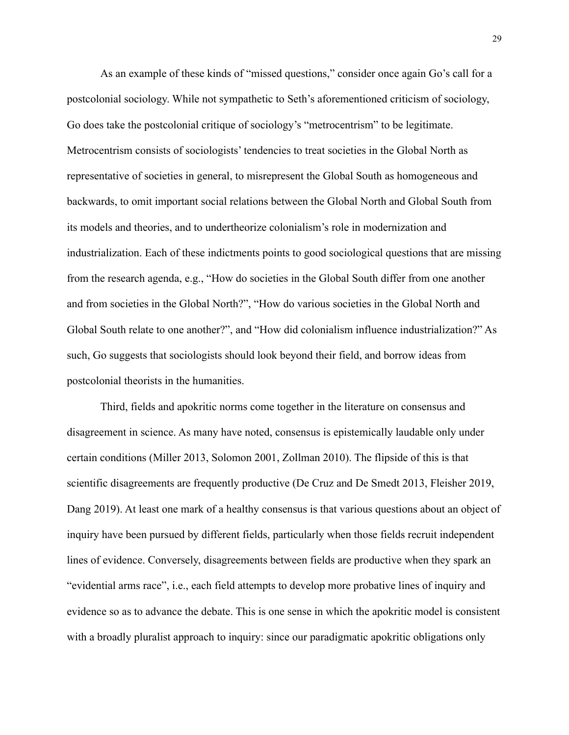As an example of these kinds of "missed questions," consider once again Go's call for a postcolonial sociology. While not sympathetic to Seth's aforementioned criticism of sociology, Go does take the postcolonial critique of sociology's "metrocentrism" to be legitimate. Metrocentrism consists of sociologists' tendencies to treat societies in the Global North as representative of societies in general, to misrepresent the Global South as homogeneous and backwards, to omit important social relations between the Global North and Global South from its models and theories, and to undertheorize colonialism's role in modernization and industrialization. Each of these indictments points to good sociological questions that are missing from the research agenda, e.g., "How do societies in the Global South differ from one another and from societies in the Global North?", "How do various societies in the Global North and Global South relate to one another?", and "How did colonialism influence industrialization?" As such, Go suggests that sociologists should look beyond their field, and borrow ideas from postcolonial theorists in the humanities.

Third, fields and apokritic norms come together in the literature on consensus and disagreement in science. As many have noted, consensus is epistemically laudable only under certain conditions (Miller 2013, Solomon 2001, Zollman 2010). The flipside of this is that scientific disagreements are frequently productive (De Cruz and De Smedt 2013, Fleisher 2019, Dang 2019). At least one mark of a healthy consensus is that various questions about an object of inquiry have been pursued by different fields, particularly when those fields recruit independent lines of evidence. Conversely, disagreements between fields are productive when they spark an "evidential arms race", i.e., each field attempts to develop more probative lines of inquiry and evidence so as to advance the debate. This is one sense in which the apokritic model is consistent with a broadly pluralist approach to inquiry: since our paradigmatic apokritic obligations only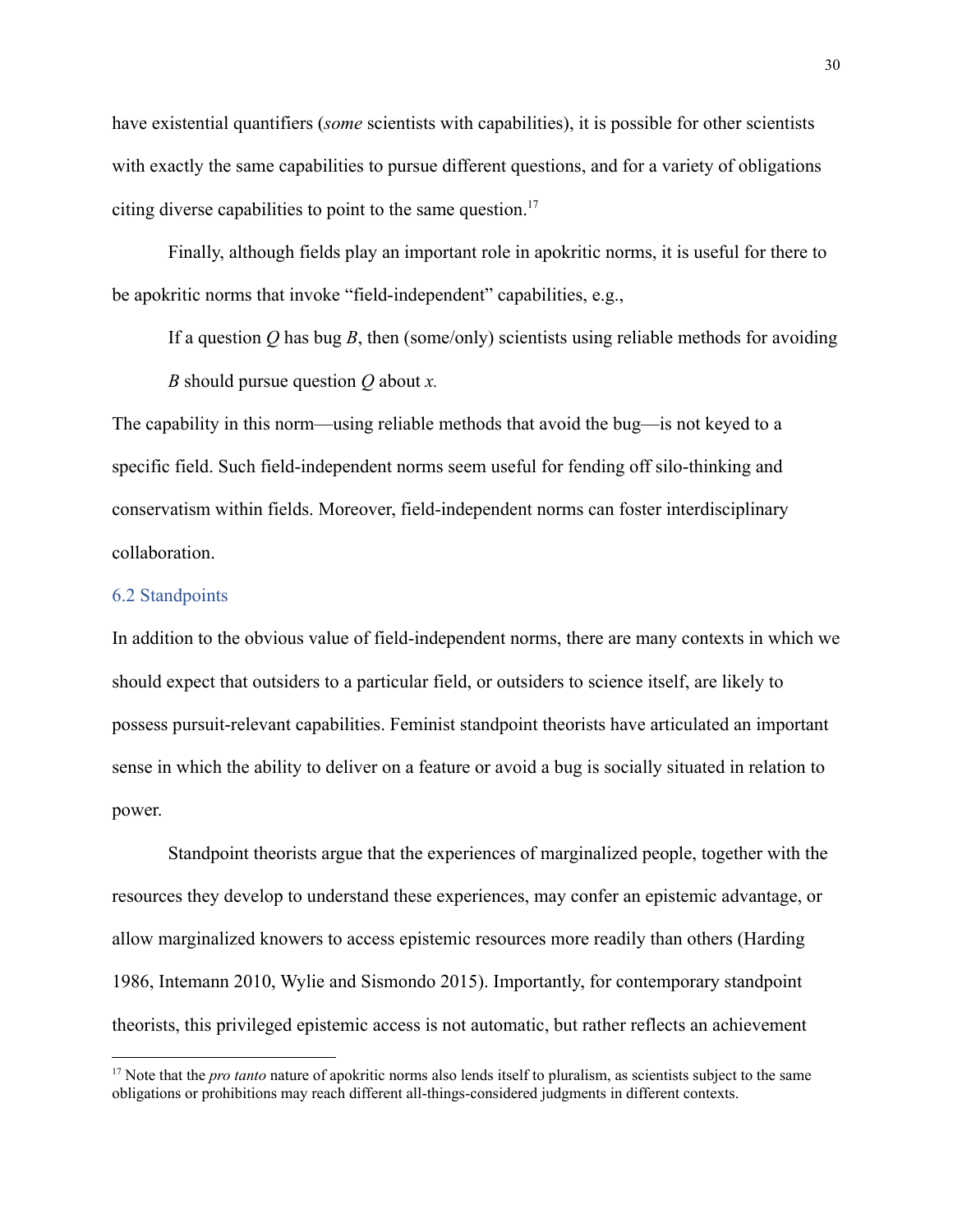have existential quantifiers (*some* scientists with capabilities), it is possible for other scientists with exactly the same capabilities to pursue different questions, and for a variety of obligations citing diverse capabilities to point to the same question.[17]

Finally, although fields play an important role in apokritic norms, it is useful for there to be apokritic norms that invoke "field-independent" capabilities, e.g.,

> If a question *Q* has bug *B*, then (some/only) scientists using reliable methods for avoiding *B* should pursue question *Q* about *x.*

The capability in this norm—using reliable methods that avoid the bug—is not keyed to a specific field. Such field-independent norms seem useful for fending off silo-thinking and conservatism within fields. Moreover, field-independent norms can foster interdisciplinary collaboration.

### 6.2 Standpoints

In addition to the obvious value of field-independent norms, there are many contexts in which we should expect that outsiders to a particular field, or outsiders to science itself, are likely to possess pursuit-relevant capabilities. Feminist standpoint theorists have articulated an important sense in which the ability to deliver on a feature or avoid a bug is socially situated in relation to power.

Standpoint theorists argue that the experiences of marginalized people, together with the resources they develop to understand these experiences, may confer an epistemic advantage, or allow marginalized knowers to access epistemic resources more readily than others (Harding 1986, Intemann 2010, Wylie and Sismondo 2015). Importantly, for contemporary standpoint theorists, this privileged epistemic access is not automatic, but rather reflects an achievement

[17] Note that the *pro tanto* nature of apokritic norms also lends itself to pluralism, as scientists subject to the same obligations or prohibitions may reach different all-things-considered judgments in different contexts.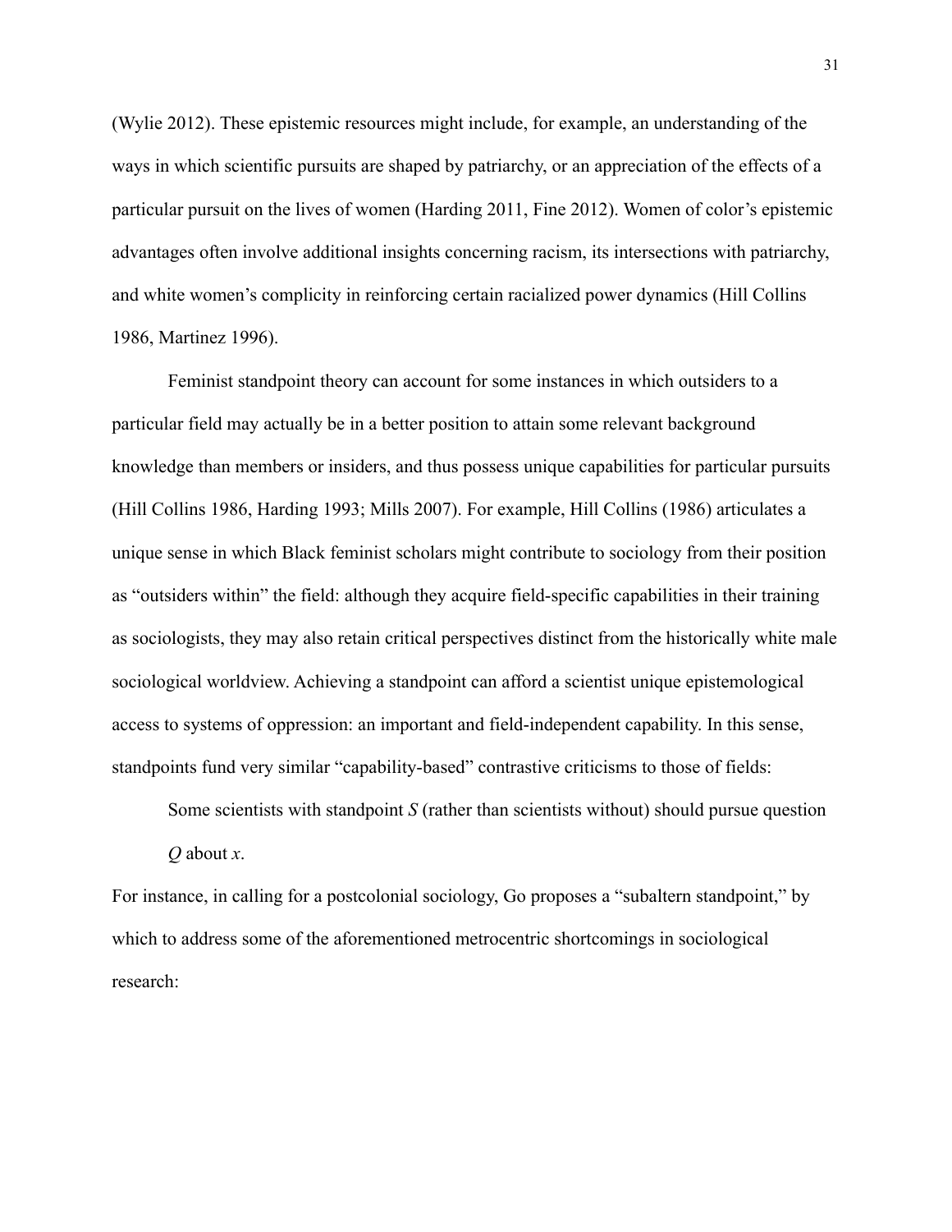(Wylie 2012). These epistemic resources might include, for example, an understanding of the ways in which scientific pursuits are shaped by patriarchy, or an appreciation of the effects of a particular pursuit on the lives of women (Harding 2011, Fine 2012). Women of color's epistemic advantages often involve additional insights concerning racism, its intersections with patriarchy, and white women's complicity in reinforcing certain racialized power dynamics (Hill Collins 1986, Martinez 1996).

Feminist standpoint theory can account for some instances in which outsiders to a particular field may actually be in a better position to attain some relevant background knowledge than members or insiders, and thus possess unique capabilities for particular pursuits (Hill Collins 1986, Harding 1993; Mills 2007). For example, Hill Collins (1986) articulates a unique sense in which Black feminist scholars might contribute to sociology from their position as "outsiders within" the field: although they acquire field-specific capabilities in their training as sociologists, they may also retain critical perspectives distinct from the historically white male sociological worldview. Achieving a standpoint can afford a scientist unique epistemological access to systems of oppression: an important and field-independent capability. In this sense, standpoints fund very similar "capability-based" contrastive criticisms to those of fields:

> Some scientists with standpoint *S* (rather than scientists without) should pursue question *Q* about *x*.

For instance, in calling for a postcolonial sociology, Go proposes a "subaltern standpoint," by which to address some of the aforementioned metrocentric shortcomings in sociological research: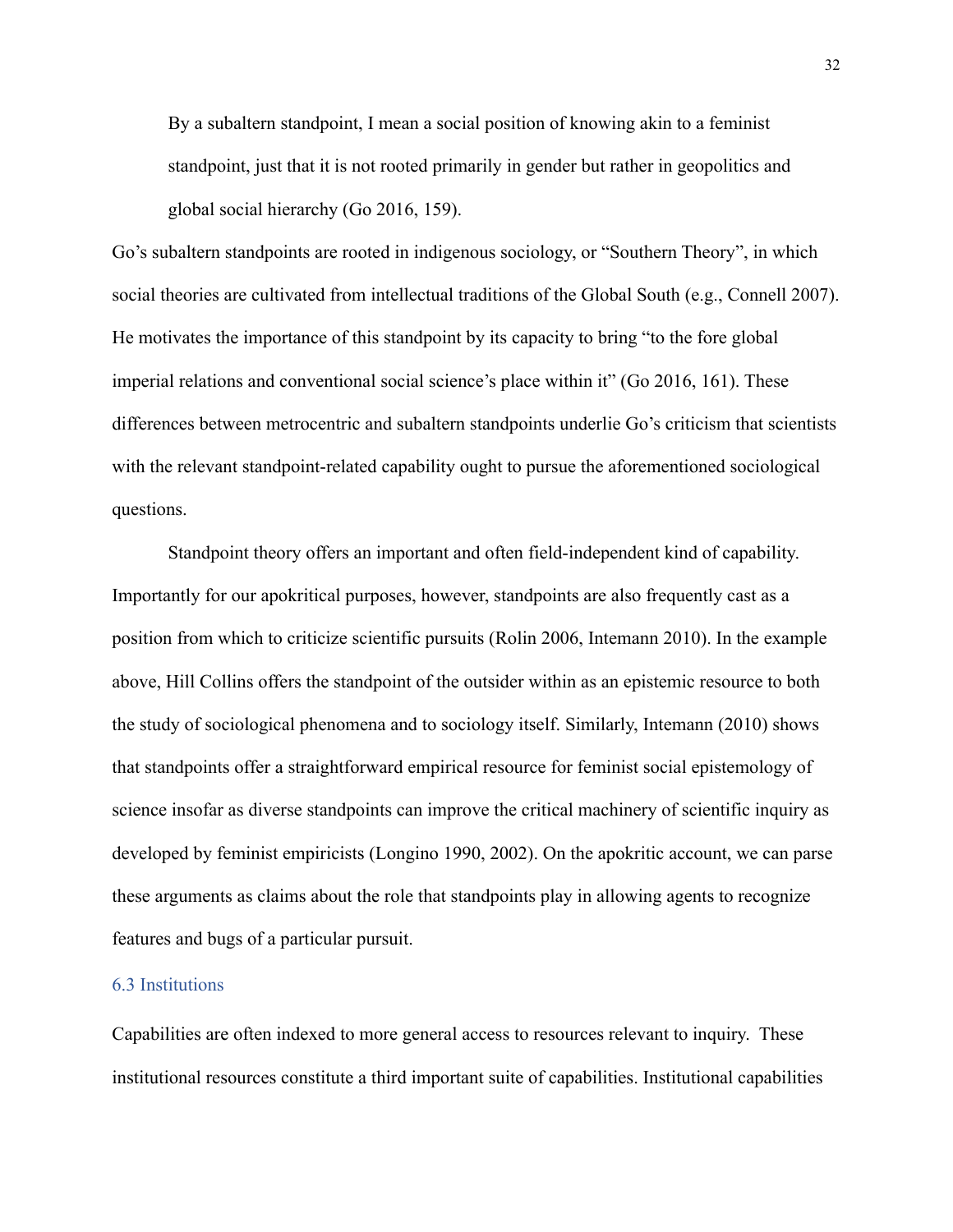> By a subaltern standpoint, I mean a social position of knowing akin to a feminist standpoint, just that it is not rooted primarily in gender but rather in geopolitics and global social hierarchy (Go 2016, 159).

Go's subaltern standpoints are rooted in indigenous sociology, or "Southern Theory", in which social theories are cultivated from intellectual traditions of the Global South (e.g., Connell 2007). He motivates the importance of this standpoint by its capacity to bring "to the fore global imperial relations and conventional social science's place within it" (Go 2016, 161). These differences between metrocentric and subaltern standpoints underlie Go's criticism that scientists with the relevant standpoint-related capability ought to pursue the aforementioned sociological questions.

Standpoint theory offers an important and often field-independent kind of capability. Importantly for our apokritical purposes, however, standpoints are also frequently cast as a position from which to criticize scientific pursuits (Rolin 2006, Intemann 2010). In the example above, Hill Collins offers the standpoint of the outsider within as an epistemic resource to both the study of sociological phenomena and to sociology itself. Similarly, Intemann (2010) shows that standpoints offer a straightforward empirical resource for feminist social epistemology of science insofar as diverse standpoints can improve the critical machinery of scientific inquiry as developed by feminist empiricists (Longino 1990, 2002). On the apokritic account, we can parse these arguments as claims about the role that standpoints play in allowing agents to recognize features and bugs of a particular pursuit.

### 6.3 Institutions

Capabilities are often indexed to more general access to resources relevant to inquiry. These institutional resources constitute a third important suite of capabilities. Institutional capabilities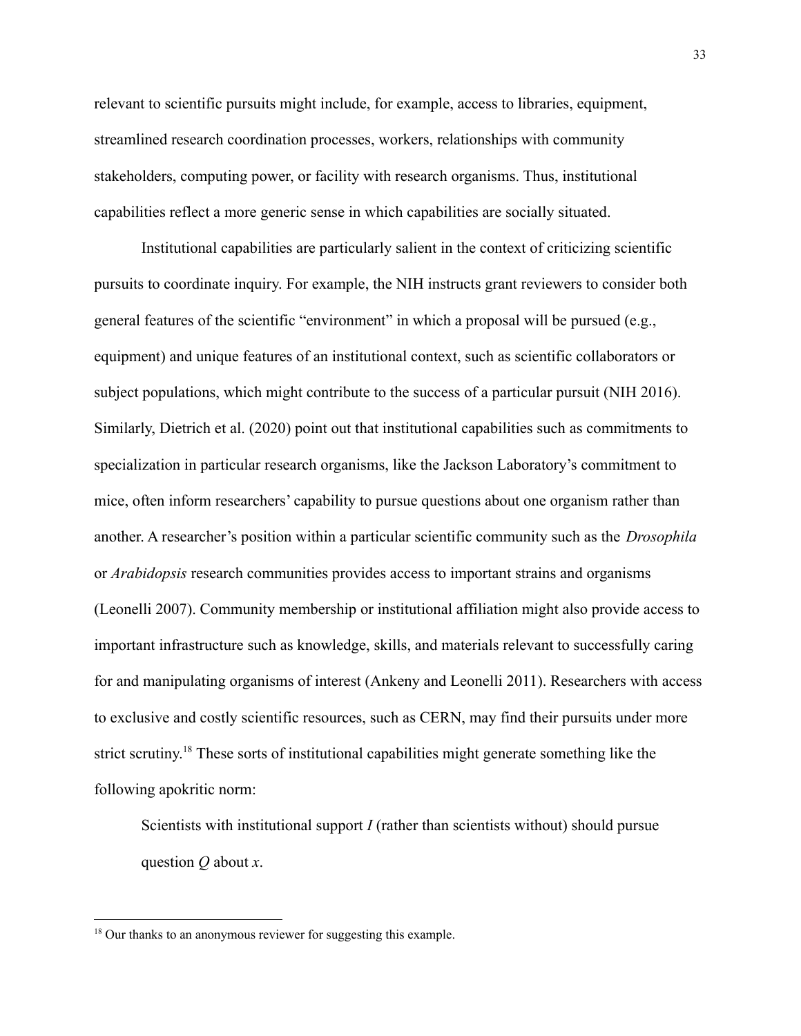relevant to scientific pursuits might include, for example, access to libraries, equipment, streamlined research coordination processes, workers, relationships with community stakeholders, computing power, or facility with research organisms. Thus, institutional capabilities reflect a more generic sense in which capabilities are socially situated.

Institutional capabilities are particularly salient in the context of criticizing scientific pursuits to coordinate inquiry. For example, the NIH instructs grant reviewers to consider both general features of the scientific "environment" in which a proposal will be pursued (e.g., equipment) and unique features of an institutional context, such as scientific collaborators or subject populations, which might contribute to the success of a particular pursuit (NIH 2016). Similarly, Dietrich et al. (2020) point out that institutional capabilities such as commitments to specialization in particular research organisms, like the Jackson Laboratory's commitment to mice, often inform researchers' capability to pursue questions about one organism rather than another. A researcher's position within a particular scientific community such as the *Drosophila* or *Arabidopsis* research communities provides access to important strains and organisms (Leonelli 2007). Community membership or institutional affiliation might also provide access to important infrastructure such as knowledge, skills, and materials relevant to successfully caring for and manipulating organisms of interest (Ankeny and Leonelli 2011). Researchers with access to exclusive and costly scientific resources, such as CERN, may find their pursuits under more strict scrutiny.[18] These sorts of institutional capabilities might generate something like the following apokritic norm:

> Scientists with institutional support *I* (rather than scientists without) should pursue question *Q* about *x*.

---

[18] Our thanks to an anonymous reviewer for suggesting this example.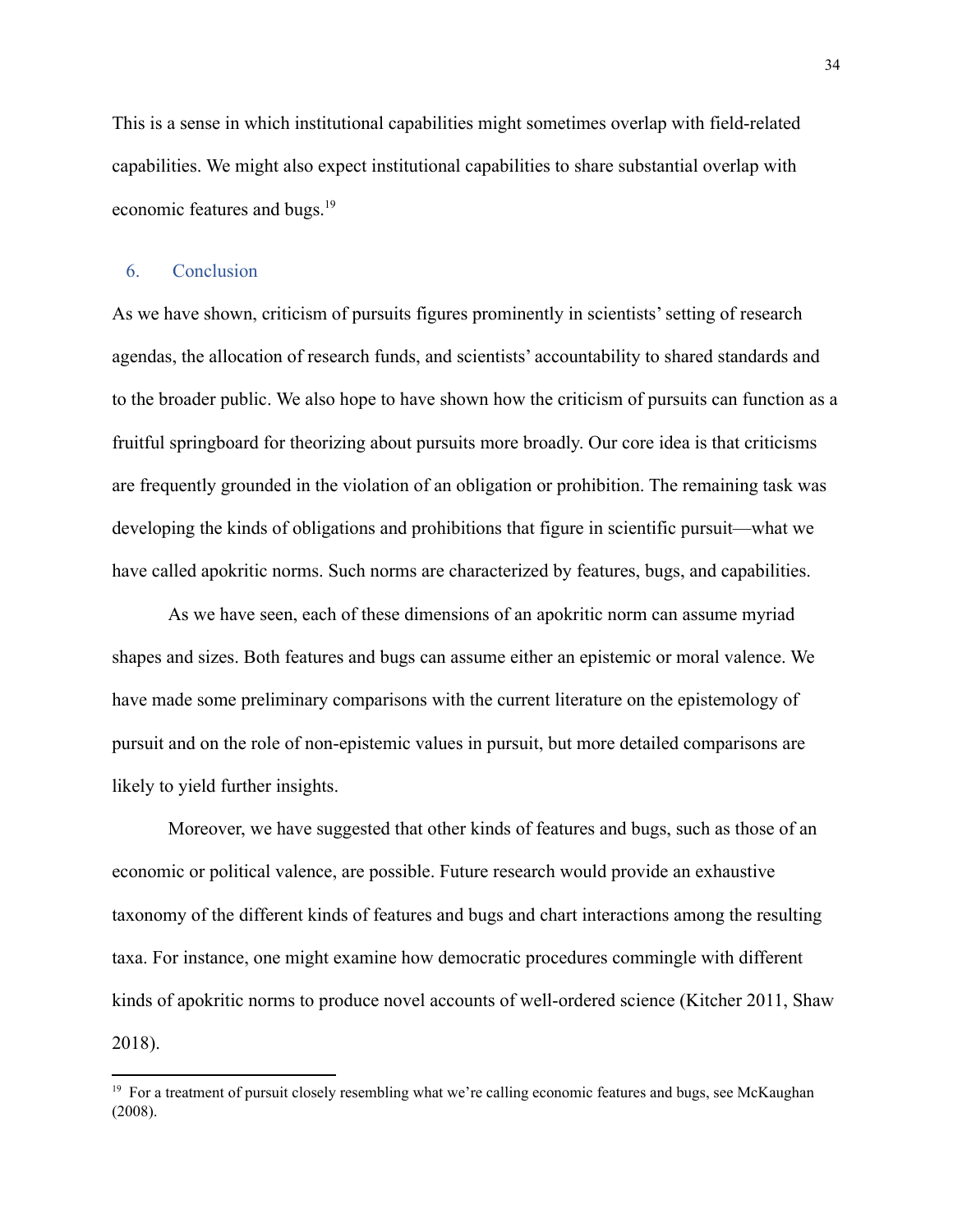This is a sense in which institutional capabilities might sometimes overlap with field-related capabilities. We might also expect institutional capabilities to share substantial overlap with economic features and bugs.[19]

## 6. Conclusion

As we have shown, criticism of pursuits figures prominently in scientists' setting of research agendas, the allocation of research funds, and scientists' accountability to shared standards and to the broader public. We also hope to have shown how the criticism of pursuits can function as a fruitful springboard for theorizing about pursuits more broadly. Our core idea is that criticisms are frequently grounded in the violation of an obligation or prohibition. The remaining task was developing the kinds of obligations and prohibitions that figure in scientific pursuit—what we have called apokritic norms. Such norms are characterized by features, bugs, and capabilities.

As we have seen, each of these dimensions of an apokritic norm can assume myriad shapes and sizes. Both features and bugs can assume either an epistemic or moral valence. We have made some preliminary comparisons with the current literature on the epistemology of pursuit and on the role of non-epistemic values in pursuit, but more detailed comparisons are likely to yield further insights.

Moreover, we have suggested that other kinds of features and bugs, such as those of an economic or political valence, are possible. Future research would provide an exhaustive taxonomy of the different kinds of features and bugs and chart interactions among the resulting taxa. For instance, one might examine how democratic procedures commingle with different kinds of apokritic norms to produce novel accounts of well-ordered science (Kitcher 2011, Shaw 2018).

---

[19] For a treatment of pursuit closely resembling what we're calling economic features and bugs, see McKaughan (2008).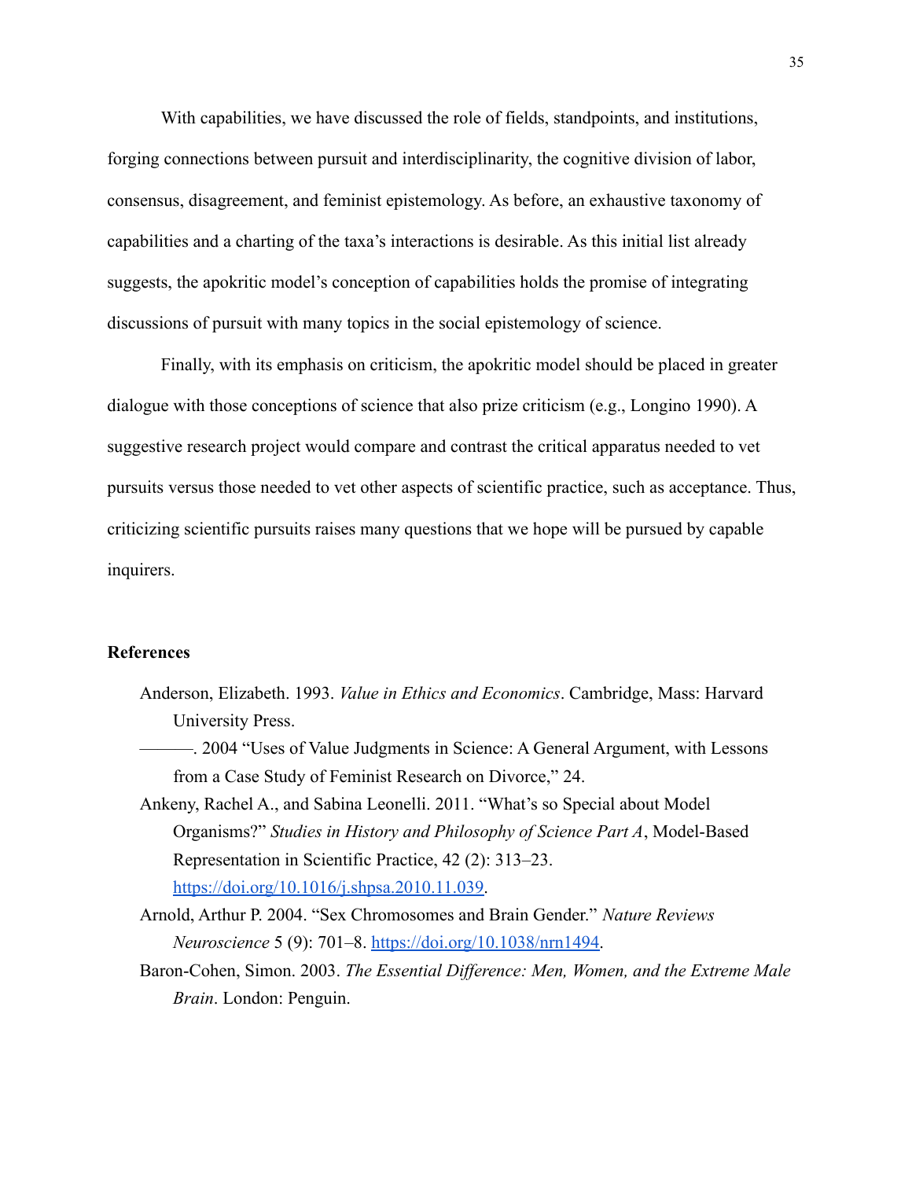With capabilities, we have discussed the role of fields, standpoints, and institutions, forging connections between pursuit and interdisciplinarity, the cognitive division of labor, consensus, disagreement, and feminist epistemology. As before, an exhaustive taxonomy of capabilities and a charting of the taxa's interactions is desirable. As this initial list already suggests, the apokritic model's conception of capabilities holds the promise of integrating discussions of pursuit with many topics in the social epistemology of science.

Finally, with its emphasis on criticism, the apokritic model should be placed in greater dialogue with those conceptions of science that also prize criticism (e.g., Longino 1990). A suggestive research project would compare and contrast the critical apparatus needed to vet pursuits versus those needed to vet other aspects of scientific practice, such as acceptance. Thus, criticizing scientific pursuits raises many questions that we hope will be pursued by capable inquirers.

**References**

Anderson, Elizabeth. 1993. *Value in Ethics and Economics*. Cambridge, Mass: Harvard University Press.

———. 2004 "Uses of Value Judgments in Science: A General Argument, with Lessons from a Case Study of Feminist Research on Divorce," 24.

Ankeny, Rachel A., and Sabina Leonelli. 2011. "What's so Special about Model Organisms?" *Studies in History and Philosophy of Science Part A*, Model-Based Representation in Scientific Practice, 42 (2): 313–23. https://doi.org/10.1016/j.shpsa.2010.11.039.

Arnold, Arthur P. 2004. "Sex Chromosomes and Brain Gender." *Nature Reviews Neuroscience* 5 (9): 701–8. https://doi.org/10.1038/nrn1494.

Baron-Cohen, Simon. 2003. *The Essential Difference: Men, Women, and the Extreme Male Brain*. London: Penguin.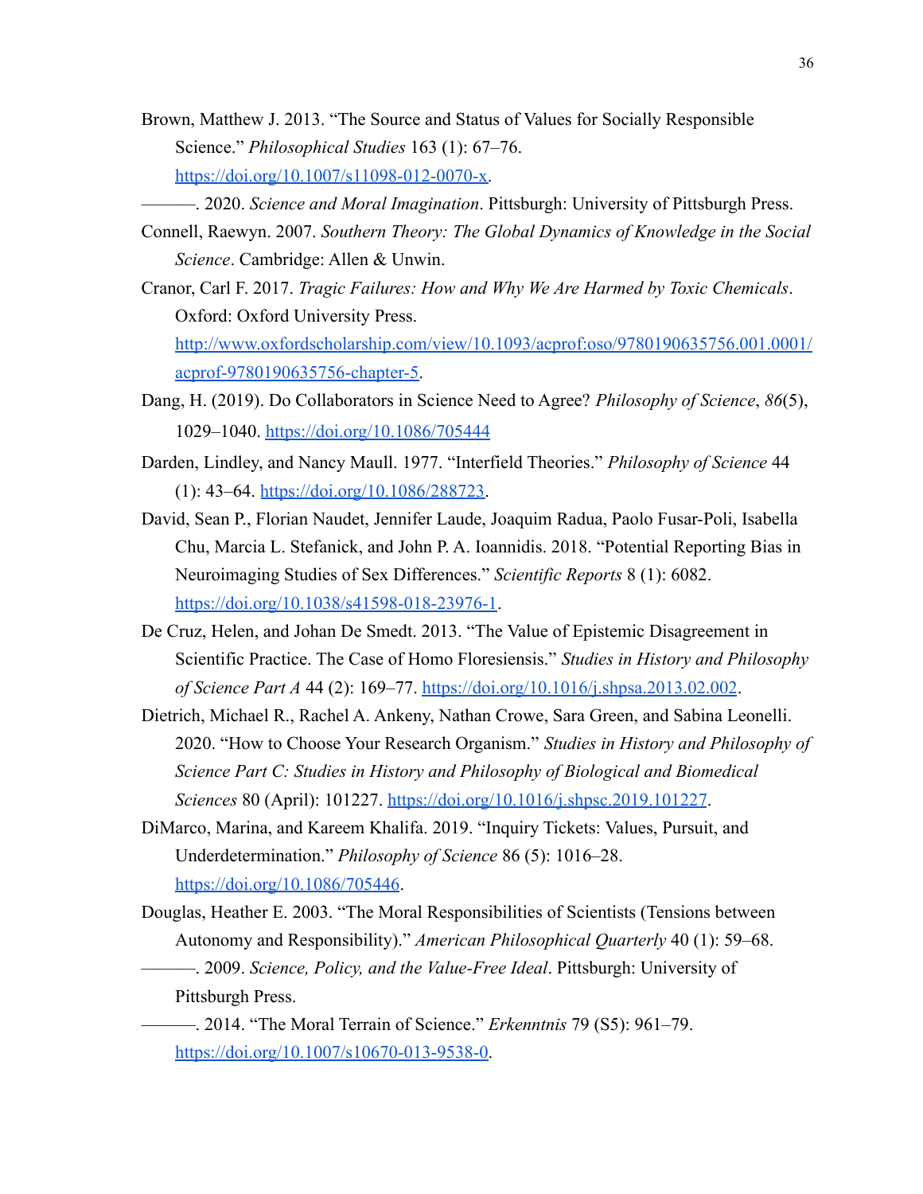Brown, Matthew J. 2013. "The Source and Status of Values for Socially Responsible Science." *Philosophical Studies* 163 (1): 67–76. https://doi.org/10.1007/s11098-012-0070-x.

———. 2020. *Science and Moral Imagination*. Pittsburgh: University of Pittsburgh Press.

Connell, Raewyn. 2007. *Southern Theory: The Global Dynamics of Knowledge in the Social Science*. Cambridge: Allen & Unwin.

Cranor, Carl F. 2017. *Tragic Failures: How and Why We Are Harmed by Toxic Chemicals*. Oxford: Oxford University Press. http://www.oxfordscholarship.com/view/10.1093/acprof:oso/9780190635756.001.0001/acprof-9780190635756-chapter-5.

Dang, H. (2019). Do Collaborators in Science Need to Agree? *Philosophy of Science*, *86*(5), 1029–1040. https://doi.org/10.1086/705444

Darden, Lindley, and Nancy Maull. 1977. "Interfield Theories." *Philosophy of Science* 44 (1): 43–64. https://doi.org/10.1086/288723.

David, Sean P., Florian Naudet, Jennifer Laude, Joaquim Radua, Paolo Fusar-Poli, Isabella Chu, Marcia L. Stefanick, and John P. A. Ioannidis. 2018. "Potential Reporting Bias in Neuroimaging Studies of Sex Differences." *Scientific Reports* 8 (1): 6082. https://doi.org/10.1038/s41598-018-23976-1.

De Cruz, Helen, and Johan De Smedt. 2013. "The Value of Epistemic Disagreement in Scientific Practice. The Case of Homo Floresiensis." *Studies in History and Philosophy of Science Part A* 44 (2): 169–77. https://doi.org/10.1016/j.shpsa.2013.02.002.

Dietrich, Michael R., Rachel A. Ankeny, Nathan Crowe, Sara Green, and Sabina Leonelli. 2020. "How to Choose Your Research Organism." *Studies in History and Philosophy of Science Part C: Studies in History and Philosophy of Biological and Biomedical Sciences* 80 (April): 101227. https://doi.org/10.1016/j.shpsc.2019.101227.

DiMarco, Marina, and Kareem Khalifa. 2019. "Inquiry Tickets: Values, Pursuit, and Underdetermination." *Philosophy of Science* 86 (5): 1016–28. https://doi.org/10.1086/705446.

Douglas, Heather E. 2003. "The Moral Responsibilities of Scientists (Tensions between Autonomy and Responsibility)." *American Philosophical Quarterly* 40 (1): 59–68.

———. 2009. *Science, Policy, and the Value-Free Ideal*. Pittsburgh: University of Pittsburgh Press.

———. 2014. "The Moral Terrain of Science." *Erkenntnis* 79 (S5): 961–79. https://doi.org/10.1007/s10670-013-9538-0.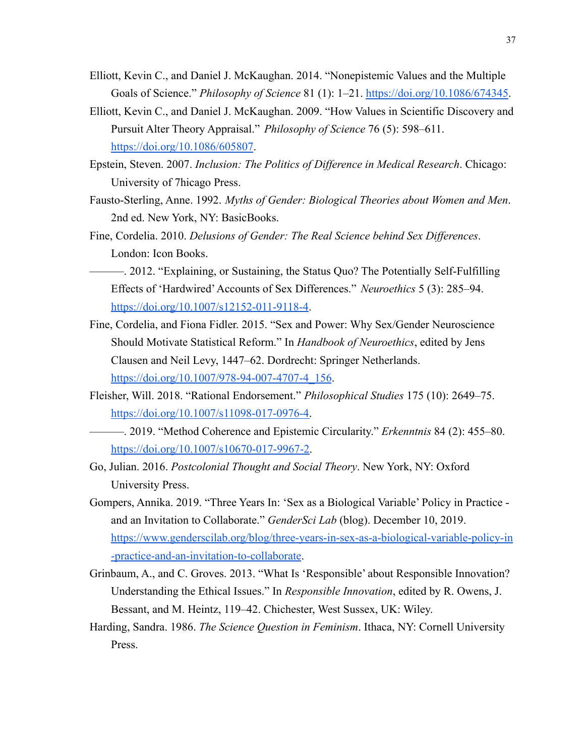Elliott, Kevin C., and Daniel J. McKaughan. 2014. "Nonepistemic Values and the Multiple Goals of Science." *Philosophy of Science* 81 (1): 1–21. https://doi.org/10.1086/674345.

Elliott, Kevin C., and Daniel J. McKaughan. 2009. "How Values in Scientific Discovery and Pursuit Alter Theory Appraisal." *Philosophy of Science* 76 (5): 598–611. https://doi.org/10.1086/605807.

Epstein, Steven. 2007. *Inclusion: The Politics of Difference in Medical Research*. Chicago: University of 7hicago Press.

Fausto-Sterling, Anne. 1992. *Myths of Gender: Biological Theories about Women and Men*. 2nd ed. New York, NY: BasicBooks.

Fine, Cordelia. 2010. *Delusions of Gender: The Real Science behind Sex Differences*. London: Icon Books.

———. 2012. "Explaining, or Sustaining, the Status Quo? The Potentially Self-Fulfilling Effects of 'Hardwired' Accounts of Sex Differences." *Neuroethics* 5 (3): 285–94. https://doi.org/10.1007/s12152-011-9118-4.

Fine, Cordelia, and Fiona Fidler. 2015. "Sex and Power: Why Sex/Gender Neuroscience Should Motivate Statistical Reform." In *Handbook of Neuroethics*, edited by Jens Clausen and Neil Levy, 1447–62. Dordrecht: Springer Netherlands. https://doi.org/10.1007/978-94-007-4707-4_156.

Fleisher, Will. 2018. "Rational Endorsement." *Philosophical Studies* 175 (10): 2649–75. https://doi.org/10.1007/s11098-017-0976-4.

———. 2019. "Method Coherence and Epistemic Circularity." *Erkenntnis* 84 (2): 455–80. https://doi.org/10.1007/s10670-017-9967-2.

Go, Julian. 2016. *Postcolonial Thought and Social Theory*. New York, NY: Oxford University Press.

Gompers, Annika. 2019. "Three Years In: 'Sex as a Biological Variable' Policy in Practice - and an Invitation to Collaborate." *GenderSci Lab* (blog). December 10, 2019. https://www.genderscilab.org/blog/three-years-in-sex-as-a-biological-variable-policy-in-practice-and-an-invitation-to-collaborate.

Grinbaum, A., and C. Groves. 2013. "What Is 'Responsible' about Responsible Innovation? Understanding the Ethical Issues." In *Responsible Innovation*, edited by R. Owens, J. Bessant, and M. Heintz, 119–42. Chichester, West Sussex, UK: Wiley.

Harding, Sandra. 1986. *The Science Question in Feminism*. Ithaca, NY: Cornell University Press.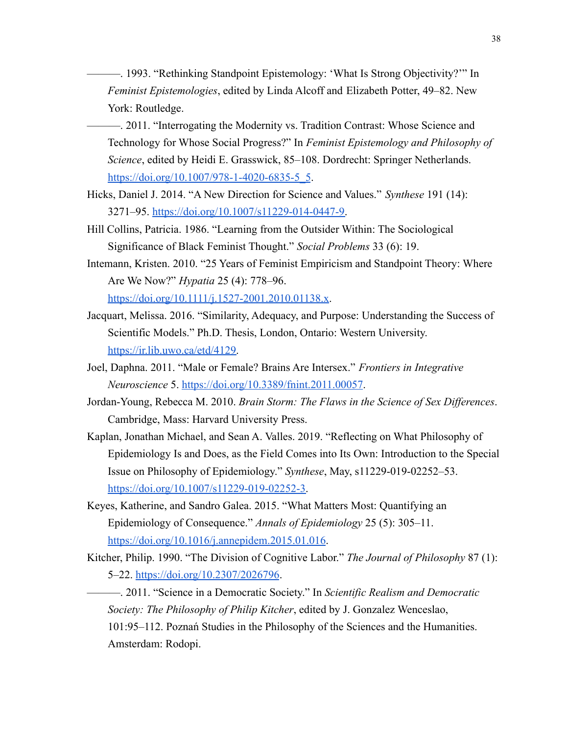———. 1993. "Rethinking Standpoint Epistemology: 'What Is Strong Objectivity?'" In *Feminist Epistemologies*, edited by Linda Alcoff and Elizabeth Potter, 49–82. New York: Routledge.

———. 2011. "Interrogating the Modernity vs. Tradition Contrast: Whose Science and Technology for Whose Social Progress?" In *Feminist Epistemology and Philosophy of Science*, edited by Heidi E. Grasswick, 85–108. Dordrecht: Springer Netherlands. https://doi.org/10.1007/978-1-4020-6835-5_5.

Hicks, Daniel J. 2014. "A New Direction for Science and Values." *Synthese* 191 (14): 3271–95. https://doi.org/10.1007/s11229-014-0447-9.

Hill Collins, Patricia. 1986. "Learning from the Outsider Within: The Sociological Significance of Black Feminist Thought." *Social Problems* 33 (6): 19.

Intemann, Kristen. 2010. "25 Years of Feminist Empiricism and Standpoint Theory: Where Are We Now?" *Hypatia* 25 (4): 778–96. https://doi.org/10.1111/j.1527-2001.2010.01138.x.

Jacquart, Melissa. 2016. "Similarity, Adequacy, and Purpose: Understanding the Success of Scientific Models." Ph.D. Thesis, London, Ontario: Western University. https://ir.lib.uwo.ca/etd/4129.

Joel, Daphna. 2011. "Male or Female? Brains Are Intersex." *Frontiers in Integrative Neuroscience* 5. https://doi.org/10.3389/fnint.2011.00057.

Jordan-Young, Rebecca M. 2010. *Brain Storm: The Flaws in the Science of Sex Differences*. Cambridge, Mass: Harvard University Press.

Kaplan, Jonathan Michael, and Sean A. Valles. 2019. "Reflecting on What Philosophy of Epidemiology Is and Does, as the Field Comes into Its Own: Introduction to the Special Issue on Philosophy of Epidemiology." *Synthese*, May, s11229-019-02252–53. https://doi.org/10.1007/s11229-019-02252-3.

Keyes, Katherine, and Sandro Galea. 2015. "What Matters Most: Quantifying an Epidemiology of Consequence." *Annals of Epidemiology* 25 (5): 305–11. https://doi.org/10.1016/j.annepidem.2015.01.016.

Kitcher, Philip. 1990. "The Division of Cognitive Labor." *The Journal of Philosophy* 87 (1): 5–22. https://doi.org/10.2307/2026796.

———. 2011. "Science in a Democratic Society." In *Scientific Realism and Democratic Society: The Philosophy of Philip Kitcher*, edited by J. Gonzalez Wenceslao, 101:95–112. Poznań Studies in the Philosophy of the Sciences and the Humanities. Amsterdam: Rodopi.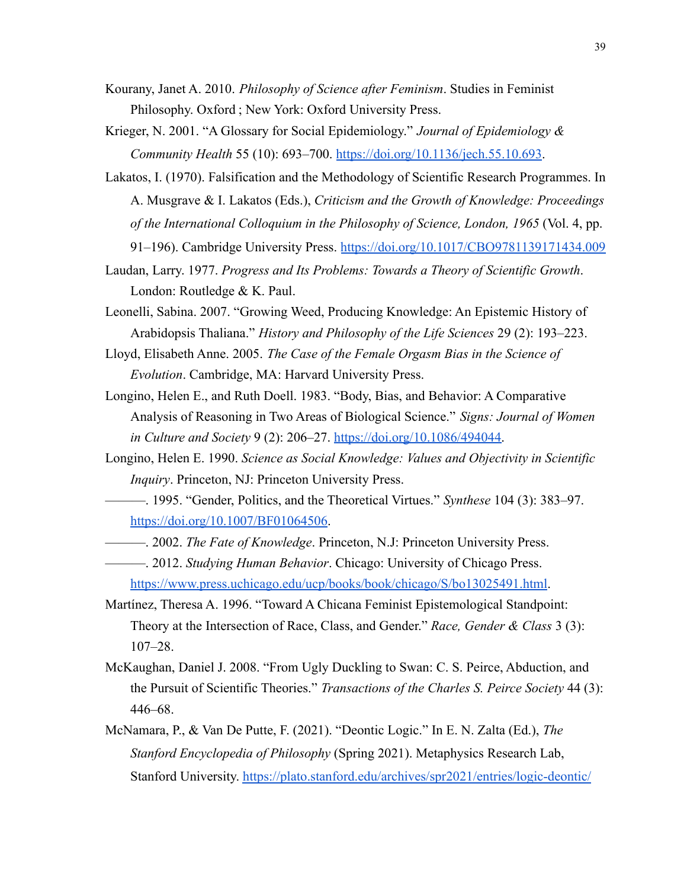Kourany, Janet A. 2010. *Philosophy of Science after Feminism*. Studies in Feminist Philosophy. Oxford ; New York: Oxford University Press.

Krieger, N. 2001. "A Glossary for Social Epidemiology." *Journal of Epidemiology & Community Health* 55 (10): 693–700. https://doi.org/10.1136/jech.55.10.693.

Lakatos, I. (1970). Falsification and the Methodology of Scientific Research Programmes. In A. Musgrave & I. Lakatos (Eds.), *Criticism and the Growth of Knowledge: Proceedings of the International Colloquium in the Philosophy of Science, London, 1965* (Vol. 4, pp. 91–196). Cambridge University Press. https://doi.org/10.1017/CBO9781139171434.009

Laudan, Larry. 1977. *Progress and Its Problems: Towards a Theory of Scientific Growth*. London: Routledge & K. Paul.

Leonelli, Sabina. 2007. "Growing Weed, Producing Knowledge: An Epistemic History of Arabidopsis Thaliana." *History and Philosophy of the Life Sciences* 29 (2): 193–223.

Lloyd, Elisabeth Anne. 2005. *The Case of the Female Orgasm Bias in the Science of Evolution*. Cambridge, MA: Harvard University Press.

Longino, Helen E., and Ruth Doell. 1983. "Body, Bias, and Behavior: A Comparative Analysis of Reasoning in Two Areas of Biological Science." *Signs: Journal of Women in Culture and Society* 9 (2): 206–27. https://doi.org/10.1086/494044.

Longino, Helen E. 1990. *Science as Social Knowledge: Values and Objectivity in Scientific Inquiry*. Princeton, NJ: Princeton University Press.

———. 1995. "Gender, Politics, and the Theoretical Virtues." *Synthese* 104 (3): 383–97. https://doi.org/10.1007/BF01064506.

———. 2002. *The Fate of Knowledge*. Princeton, N.J: Princeton University Press.

———. 2012. *Studying Human Behavior*. Chicago: University of Chicago Press. https://www.press.uchicago.edu/ucp/books/book/chicago/S/bo13025491.html.

Martínez, Theresa A. 1996. "Toward A Chicana Feminist Epistemological Standpoint: Theory at the Intersection of Race, Class, and Gender." *Race, Gender & Class* 3 (3): 107–28.

McKaughan, Daniel J. 2008. "From Ugly Duckling to Swan: C. S. Peirce, Abduction, and the Pursuit of Scientific Theories." *Transactions of the Charles S. Peirce Society* 44 (3): 446–68.

McNamara, P., & Van De Putte, F. (2021). "Deontic Logic." In E. N. Zalta (Ed.), *The Stanford Encyclopedia of Philosophy* (Spring 2021). Metaphysics Research Lab, Stanford University. https://plato.stanford.edu/archives/spr2021/entries/logic-deontic/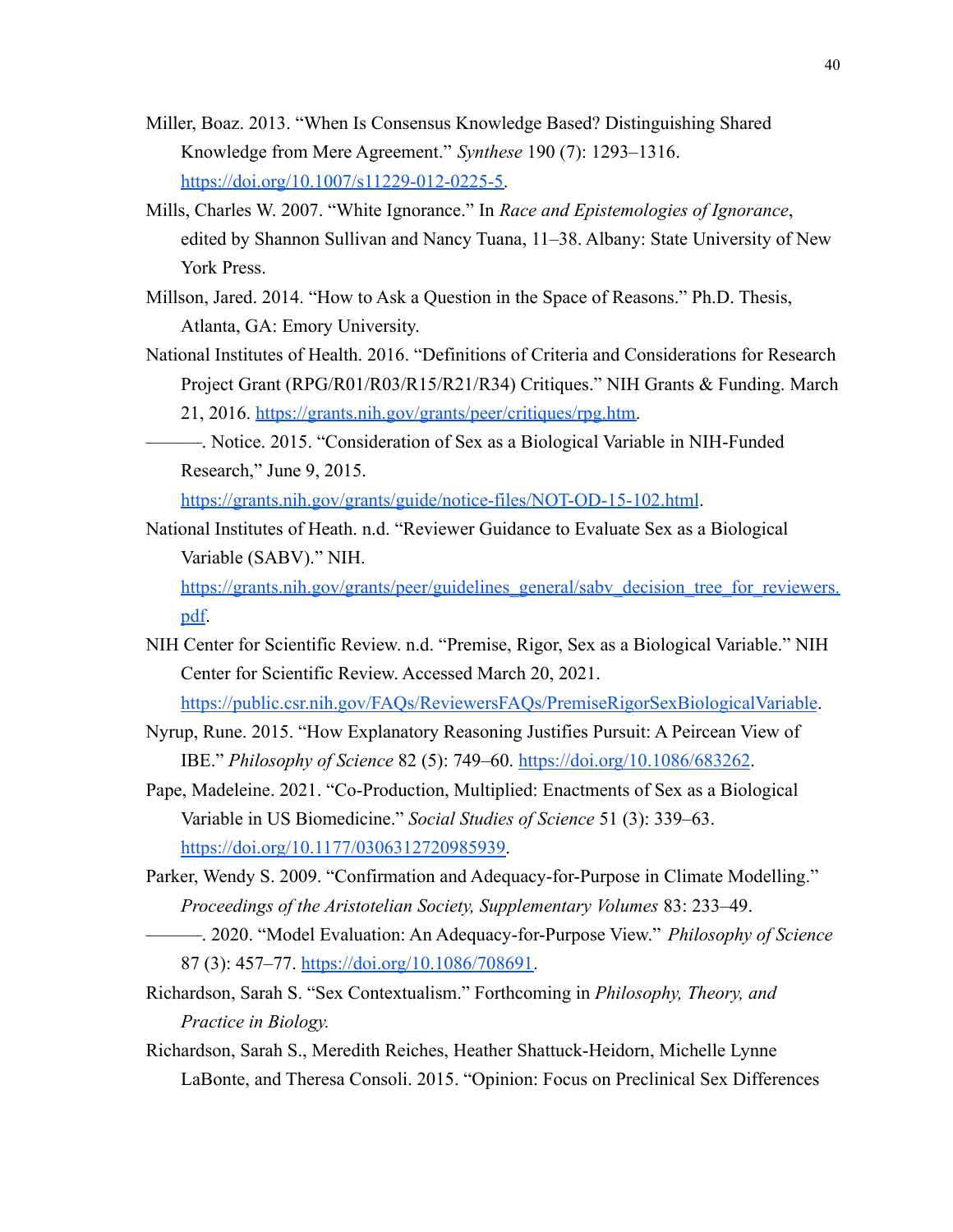Miller, Boaz. 2013. "When Is Consensus Knowledge Based? Distinguishing Shared Knowledge from Mere Agreement." *Synthese* 190 (7): 1293–1316. https://doi.org/10.1007/s11229-012-0225-5.

Mills, Charles W. 2007. "White Ignorance." In *Race and Epistemologies of Ignorance*, edited by Shannon Sullivan and Nancy Tuana, 11–38. Albany: State University of New York Press.

Millson, Jared. 2014. "How to Ask a Question in the Space of Reasons." Ph.D. Thesis, Atlanta, GA: Emory University.

National Institutes of Health. 2016. "Definitions of Criteria and Considerations for Research Project Grant (RPG/R01/R03/R15/R21/R34) Critiques." NIH Grants & Funding. March 21, 2016. https://grants.nih.gov/grants/peer/critiques/rpg.htm.

———. Notice. 2015. "Consideration of Sex as a Biological Variable in NIH-Funded Research," June 9, 2015. https://grants.nih.gov/grants/guide/notice-files/NOT-OD-15-102.html.

National Institutes of Heath. n.d. "Reviewer Guidance to Evaluate Sex as a Biological Variable (SABV)." NIH. https://grants.nih.gov/grants/peer/guidelines_general/sabv_decision_tree_for_reviewers.pdf.

NIH Center for Scientific Review. n.d. "Premise, Rigor, Sex as a Biological Variable." NIH Center for Scientific Review. Accessed March 20, 2021. https://public.csr.nih.gov/FAQs/ReviewersFAQs/PremiseRigorSexBiologicalVariable.

Nyrup, Rune. 2015. "How Explanatory Reasoning Justifies Pursuit: A Peircean View of IBE." *Philosophy of Science* 82 (5): 749–60. https://doi.org/10.1086/683262.

Pape, Madeleine. 2021. "Co-Production, Multiplied: Enactments of Sex as a Biological Variable in US Biomedicine." *Social Studies of Science* 51 (3): 339–63. https://doi.org/10.1177/0306312720985939.

Parker, Wendy S. 2009. "Confirmation and Adequacy-for-Purpose in Climate Modelling." *Proceedings of the Aristotelian Society, Supplementary Volumes* 83: 233–49.

———. 2020. "Model Evaluation: An Adequacy-for-Purpose View." *Philosophy of Science* 87 (3): 457–77. https://doi.org/10.1086/708691.

Richardson, Sarah S. "Sex Contextualism." Forthcoming in *Philosophy, Theory, and Practice in Biology.*

Richardson, Sarah S., Meredith Reiches, Heather Shattuck-Heidorn, Michelle Lynne LaBonte, and Theresa Consoli. 2015. "Opinion: Focus on Preclinical Sex Differences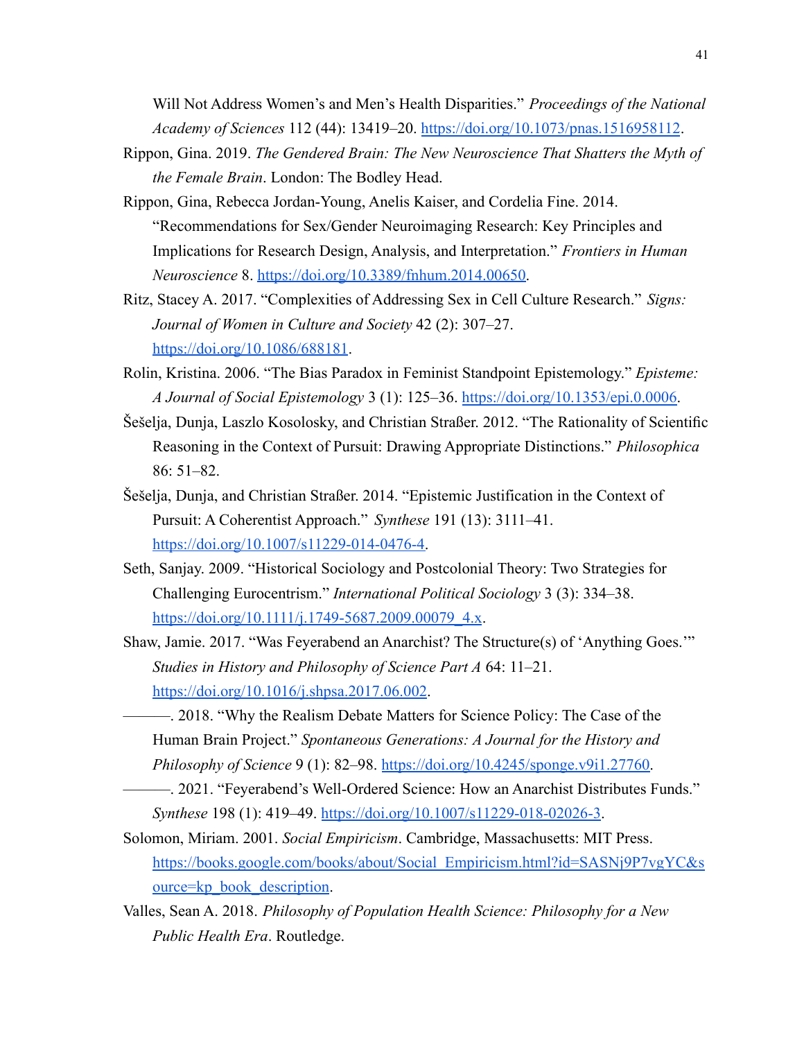Will Not Address Women's and Men's Health Disparities." *Proceedings of the National Academy of Sciences* 112 (44): 13419–20. https://doi.org/10.1073/pnas.1516958112.

Rippon, Gina. 2019. *The Gendered Brain: The New Neuroscience That Shatters the Myth of the Female Brain*. London: The Bodley Head.

Rippon, Gina, Rebecca Jordan-Young, Anelis Kaiser, and Cordelia Fine. 2014. "Recommendations for Sex/Gender Neuroimaging Research: Key Principles and Implications for Research Design, Analysis, and Interpretation." *Frontiers in Human Neuroscience* 8. https://doi.org/10.3389/fnhum.2014.00650.

Ritz, Stacey A. 2017. "Complexities of Addressing Sex in Cell Culture Research." *Signs: Journal of Women in Culture and Society* 42 (2): 307–27. https://doi.org/10.1086/688181.

Rolin, Kristina. 2006. "The Bias Paradox in Feminist Standpoint Epistemology." *Episteme: A Journal of Social Epistemology* 3 (1): 125–36. https://doi.org/10.1353/epi.0.0006.

Šešelja, Dunja, Laszlo Kosolosky, and Christian Straßer. 2012. "The Rationality of Scientific Reasoning in the Context of Pursuit: Drawing Appropriate Distinctions." *Philosophica* 86: 51–82.

Šešelja, Dunja, and Christian Straßer. 2014. "Epistemic Justification in the Context of Pursuit: A Coherentist Approach." *Synthese* 191 (13): 3111–41. https://doi.org/10.1007/s11229-014-0476-4.

Seth, Sanjay. 2009. "Historical Sociology and Postcolonial Theory: Two Strategies for Challenging Eurocentrism." *International Political Sociology* 3 (3): 334–38. https://doi.org/10.1111/j.1749-5687.2009.00079_4.x.

Shaw, Jamie. 2017. "Was Feyerabend an Anarchist? The Structure(s) of 'Anything Goes.'" *Studies in History and Philosophy of Science Part A* 64: 11–21. https://doi.org/10.1016/j.shpsa.2017.06.002.

———. 2018. "Why the Realism Debate Matters for Science Policy: The Case of the Human Brain Project." *Spontaneous Generations: A Journal for the History and Philosophy of Science* 9 (1): 82–98. https://doi.org/10.4245/sponge.v9i1.27760.

———. 2021. "Feyerabend's Well-Ordered Science: How an Anarchist Distributes Funds." *Synthese* 198 (1): 419–49. https://doi.org/10.1007/s11229-018-02026-3.

Solomon, Miriam. 2001. *Social Empiricism*. Cambridge, Massachusetts: MIT Press. https://books.google.com/books/about/Social_Empiricism.html?id=SASNj9P7vgYC&source=kp_book_description.

Valles, Sean A. 2018. *Philosophy of Population Health Science: Philosophy for a New Public Health Era*. Routledge.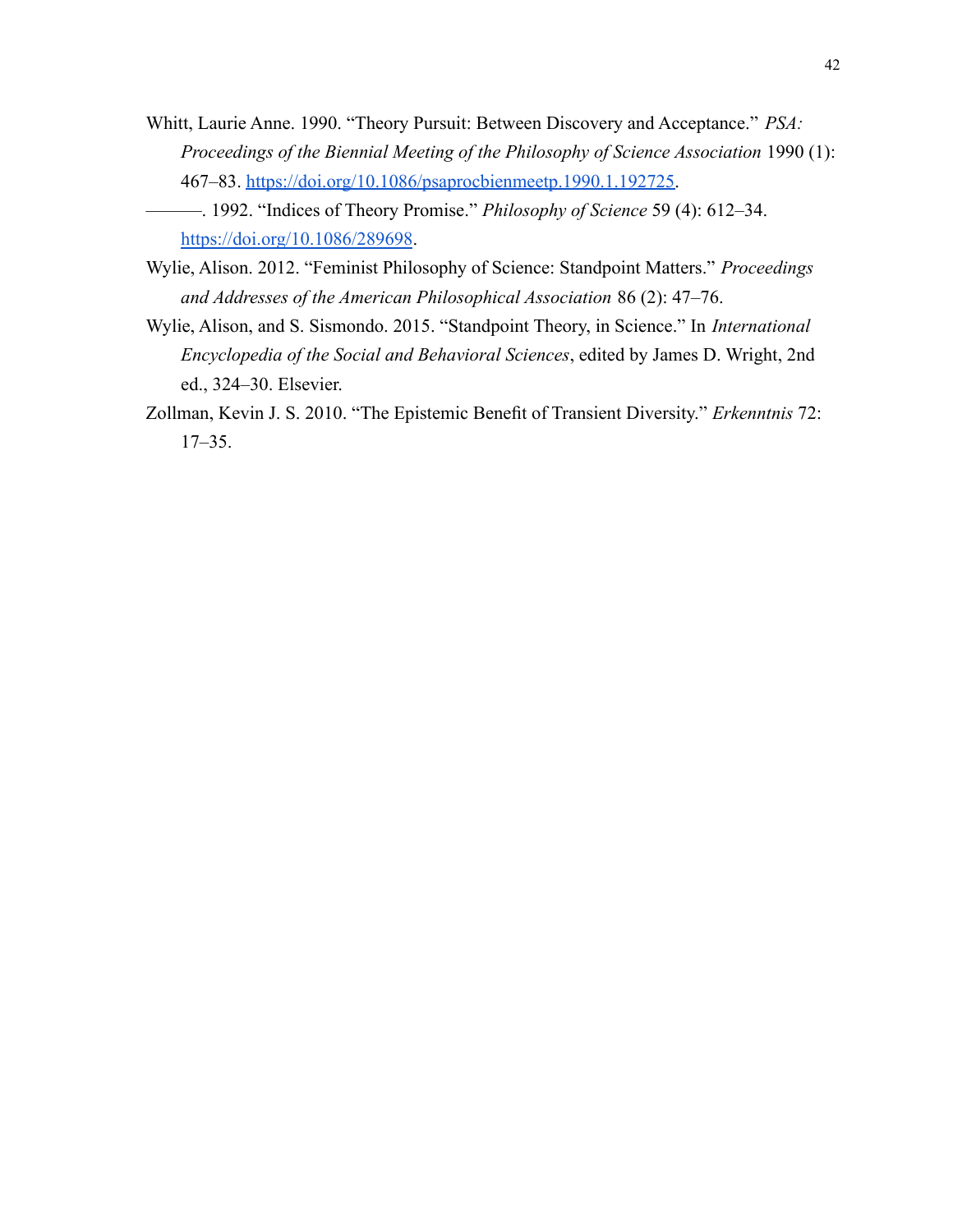Whitt, Laurie Anne. 1990. "Theory Pursuit: Between Discovery and Acceptance." *PSA: Proceedings of the Biennial Meeting of the Philosophy of Science Association* 1990 (1): 467–83. https://doi.org/10.1086/psaprocbienmeetp.1990.1.192725.

———. 1992. "Indices of Theory Promise." *Philosophy of Science* 59 (4): 612–34. https://doi.org/10.1086/289698.

Wylie, Alison. 2012. "Feminist Philosophy of Science: Standpoint Matters." *Proceedings and Addresses of the American Philosophical Association* 86 (2): 47–76.

Wylie, Alison, and S. Sismondo. 2015. "Standpoint Theory, in Science." In *International Encyclopedia of the Social and Behavioral Sciences*, edited by James D. Wright, 2nd ed., 324–30. Elsevier.

Zollman, Kevin J. S. 2010. "The Epistemic Benefit of Transient Diversity." *Erkenntnis* 72: 17–35.